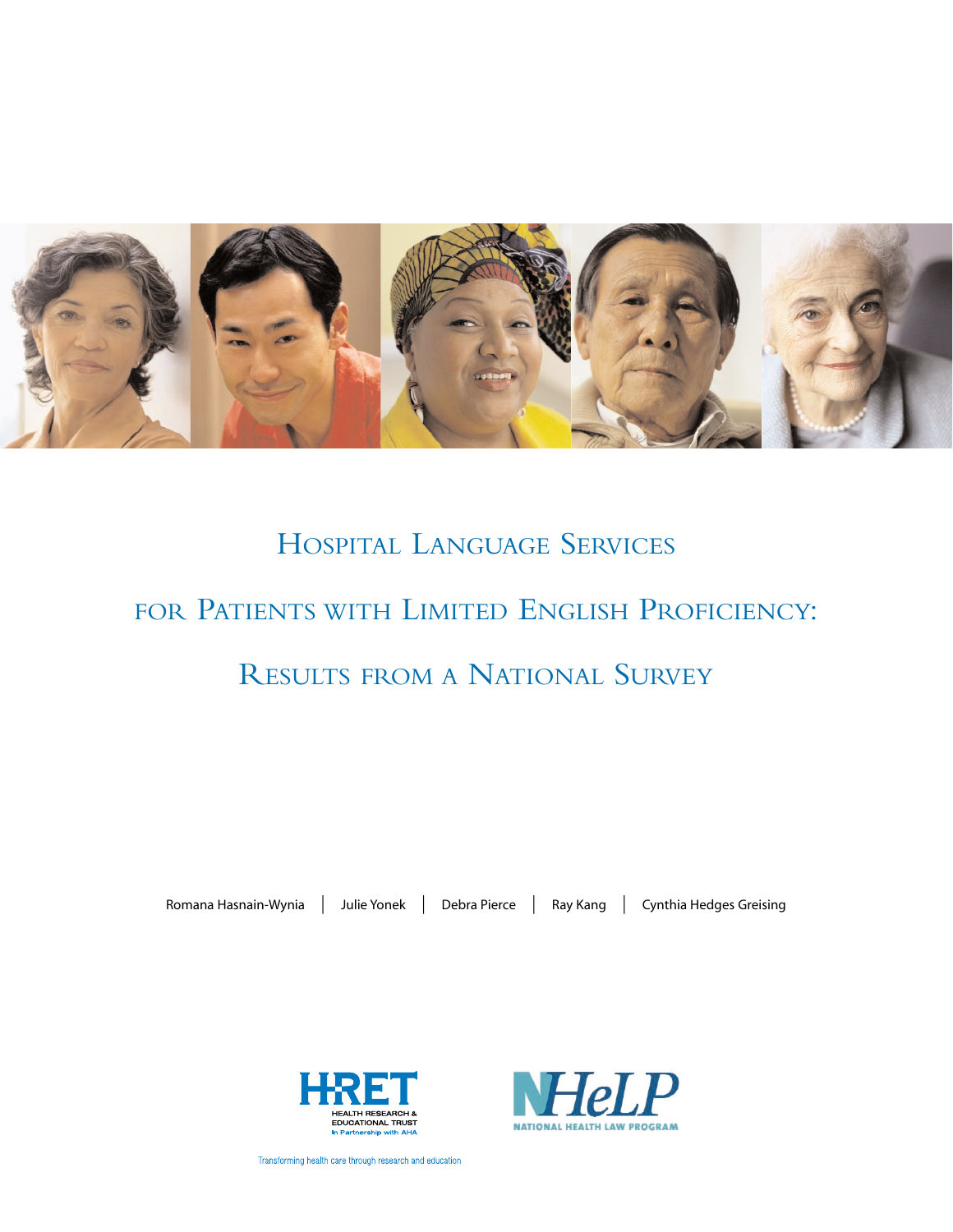# Hospital Language Services for Patients with Limited English Proficiency: Results from a National Survey

Romana Hasnain-Wynia | Julie Yonek | Debra Pierce | Ray Kang | Cynthia Hedges Greising

HRET
HEALTH RESEARCH & EDUCATIONAL TRUST
In Partnership with AHA

Transforming health care through research and education

NHeLP
NATIONAL HEALTH LAW PROGRAM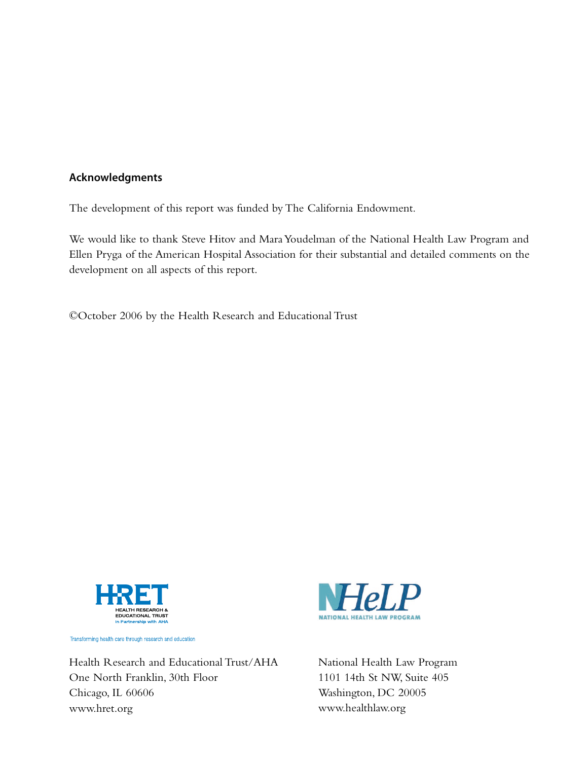## Acknowledgments

The development of this report was funded by The California Endowment.

We would like to thank Steve Hitov and Mara Youdelman of the National Health Law Program and Ellen Pryga of the American Hospital Association for their substantial and detailed comments on the development on all aspects of this report.

©October 2006 by the Health Research and Educational Trust

HRET
HEALTH RESEARCH & EDUCATIONAL TRUST
In Partnership with AHA

Transforming health care through research and education

Health Research and Educational Trust/AHA
One North Franklin, 30th Floor
Chicago, IL 60606
www.hret.org

NHeLP
NATIONAL HEALTH LAW PROGRAM

National Health Law Program
1101 14th St NW, Suite 405
Washington, DC 20005
www.healthlaw.org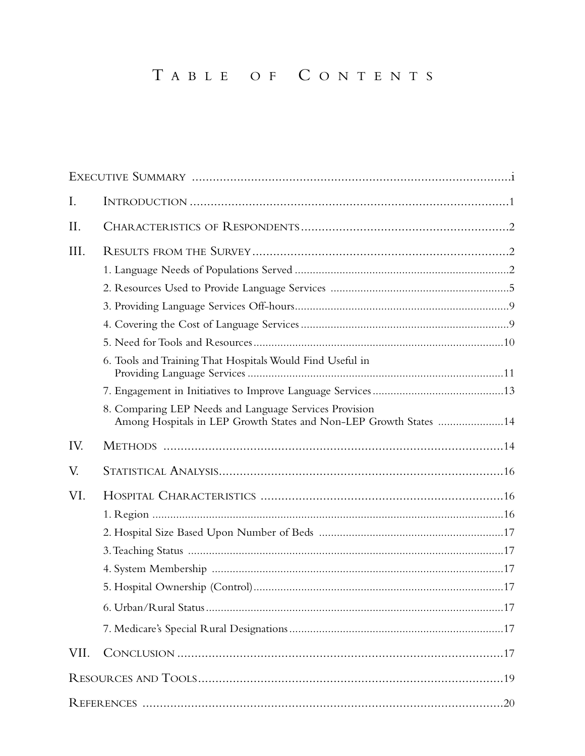# Table of Contents

Executive Summary ............................................................................................i

I. Introduction ............................................................................................1

II. Characteristics of Respondents ............................................................2

III. Results from the Survey ......................................................................2

1. Language Needs of Populations Served ......................................................2
2. Resources Used to Provide Language Services ...........................................5
3. Providing Language Services Off-hours......................................................9
4. Covering the Cost of Language Services .....................................................9
5. Need for Tools and Resources ..................................................................10
6. Tools and Training That Hospitals Would Find Useful in Providing Language Services ...................................................................................11
7. Engagement in Initiatives to Improve Language Services ...........................13
8. Comparing LEP Needs and Language Services Provision Among Hospitals in LEP Growth States and Non-LEP Growth States ......................14

IV. Methods .................................................................................................14

V. Statistical Analysis ...................................................................................16

VI. Hospital Characteristics .........................................................................16

1. Region .....................................................................................................16
2. Hospital Size Based Upon Number of Beds ..............................................17
3. Teaching Status .......................................................................................17
4. System Membership .................................................................................17
5. Hospital Ownership (Control) ..................................................................17
6. Urban/Rural Status ..................................................................................17
7. Medicare's Special Rural Designations ......................................................17

VII. Conclusion ............................................................................................17

Resources and Tools .......................................................................................19

References ......................................................................................................20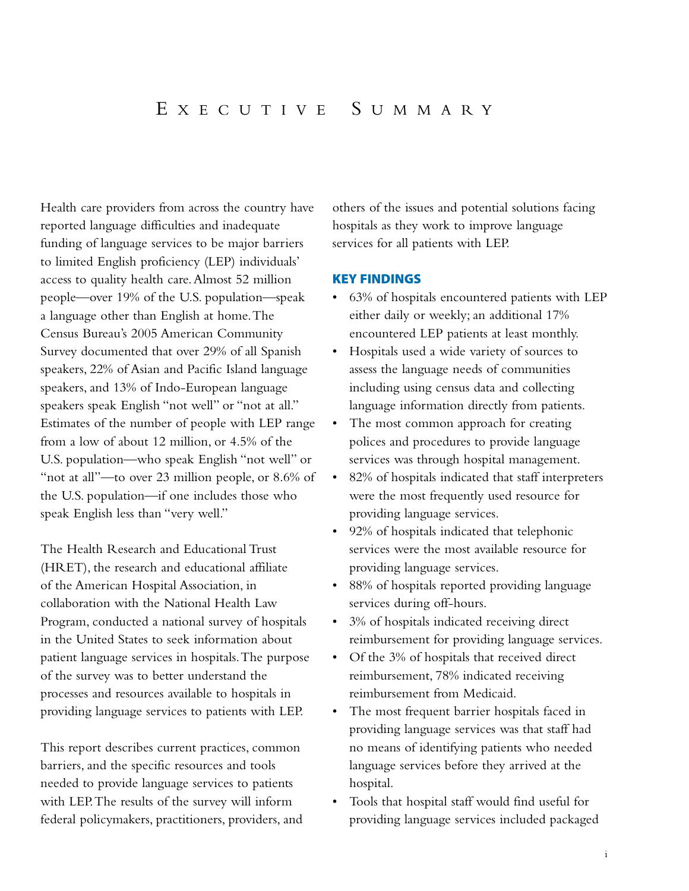# Executive Summary

Health care providers from across the country have reported language difficulties and inadequate funding of language services to be major barriers to limited English proficiency (LEP) individuals' access to quality health care. Almost 52 million people—over 19% of the U.S. population—speak a language other than English at home. The Census Bureau's 2005 American Community Survey documented that over 29% of all Spanish speakers, 22% of Asian and Pacific Island language speakers, and 13% of Indo-European language speakers speak English "not well" or "not at all." Estimates of the number of people with LEP range from a low of about 12 million, or 4.5% of the U.S. population—who speak English "not well" or "not at all"—to over 23 million people, or 8.6% of the U.S. population—if one includes those who speak English less than "very well."

The Health Research and Educational Trust (HRET), the research and educational affiliate of the American Hospital Association, in collaboration with the National Health Law Program, conducted a national survey of hospitals in the United States to seek information about patient language services in hospitals. The purpose of the survey was to better understand the processes and resources available to hospitals in providing language services to patients with LEP.

This report describes current practices, common barriers, and the specific resources and tools needed to provide language services to patients with LEP. The results of the survey will inform federal policymakers, practitioners, providers, and others of the issues and potential solutions facing hospitals as they work to improve language services for all patients with LEP.

## KEY FINDINGS

- 63% of hospitals encountered patients with LEP either daily or weekly; an additional 17% encountered LEP patients at least monthly.
- Hospitals used a wide variety of sources to assess the language needs of communities including using census data and collecting language information directly from patients.
- The most common approach for creating polices and procedures to provide language services was through hospital management.
- 82% of hospitals indicated that staff interpreters were the most frequently used resource for providing language services.
- 92% of hospitals indicated that telephonic services were the most available resource for providing language services.
- 88% of hospitals reported providing language services during off-hours.
- 3% of hospitals indicated receiving direct reimbursement for providing language services.
- Of the 3% of hospitals that received direct reimbursement, 78% indicated receiving reimbursement from Medicaid.
- The most frequent barrier hospitals faced in providing language services was that staff had no means of identifying patients who needed language services before they arrived at the hospital.
- Tools that hospital staff would find useful for providing language services included packaged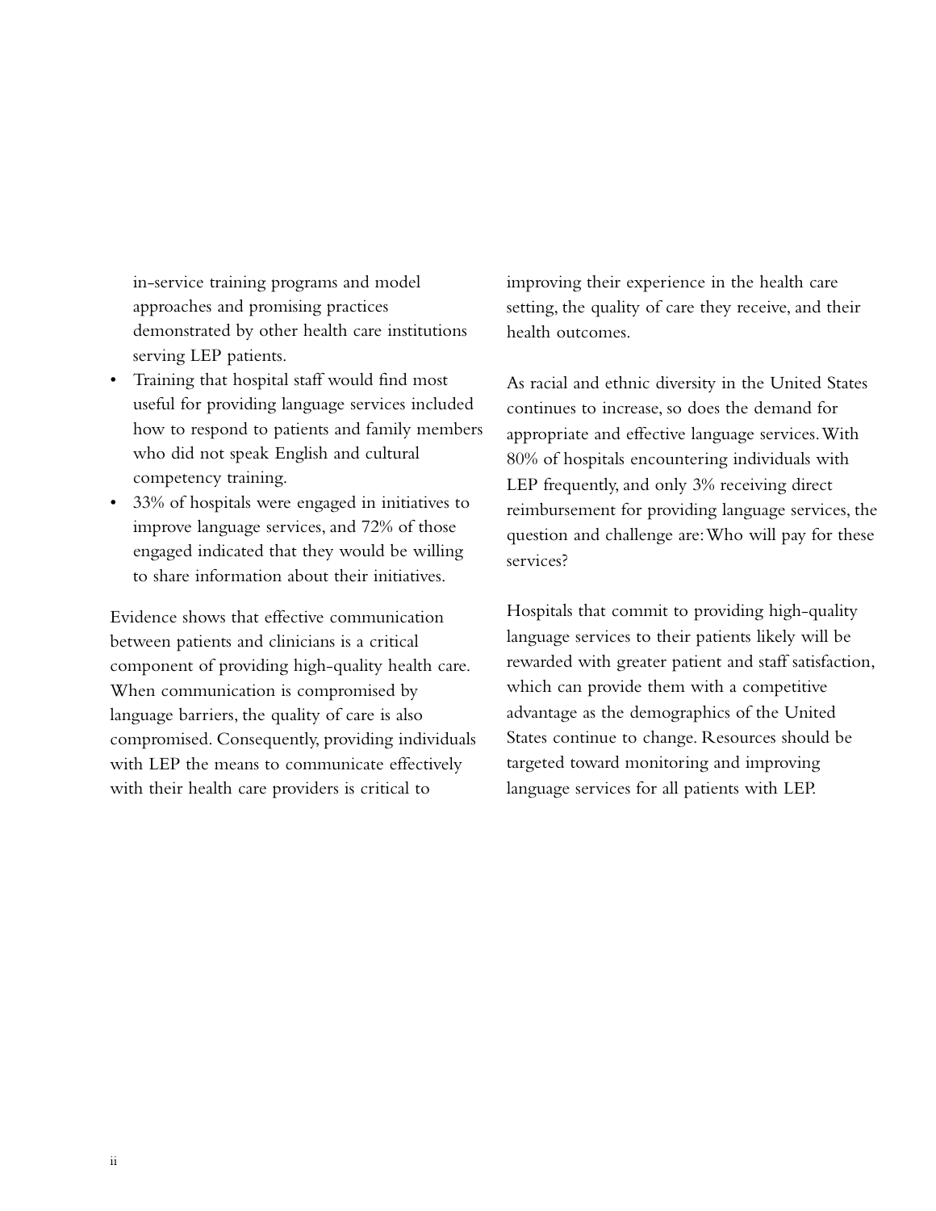in-service training programs and model approaches and promising practices demonstrated by other health care institutions serving LEP patients.

- Training that hospital staff would find most useful for providing language services included how to respond to patients and family members who did not speak English and cultural competency training.
- 33% of hospitals were engaged in initiatives to improve language services, and 72% of those engaged indicated that they would be willing to share information about their initiatives.

Evidence shows that effective communication between patients and clinicians is a critical component of providing high-quality health care. When communication is compromised by language barriers, the quality of care is also compromised. Consequently, providing individuals with LEP the means to communicate effectively with their health care providers is critical to improving their experience in the health care setting, the quality of care they receive, and their health outcomes.

As racial and ethnic diversity in the United States continues to increase, so does the demand for appropriate and effective language services. With 80% of hospitals encountering individuals with LEP frequently, and only 3% receiving direct reimbursement for providing language services, the question and challenge are: Who will pay for these services?

Hospitals that commit to providing high-quality language services to their patients likely will be rewarded with greater patient and staff satisfaction, which can provide them with a competitive advantage as the demographics of the United States continue to change. Resources should be targeted toward monitoring and improving language services for all patients with LEP.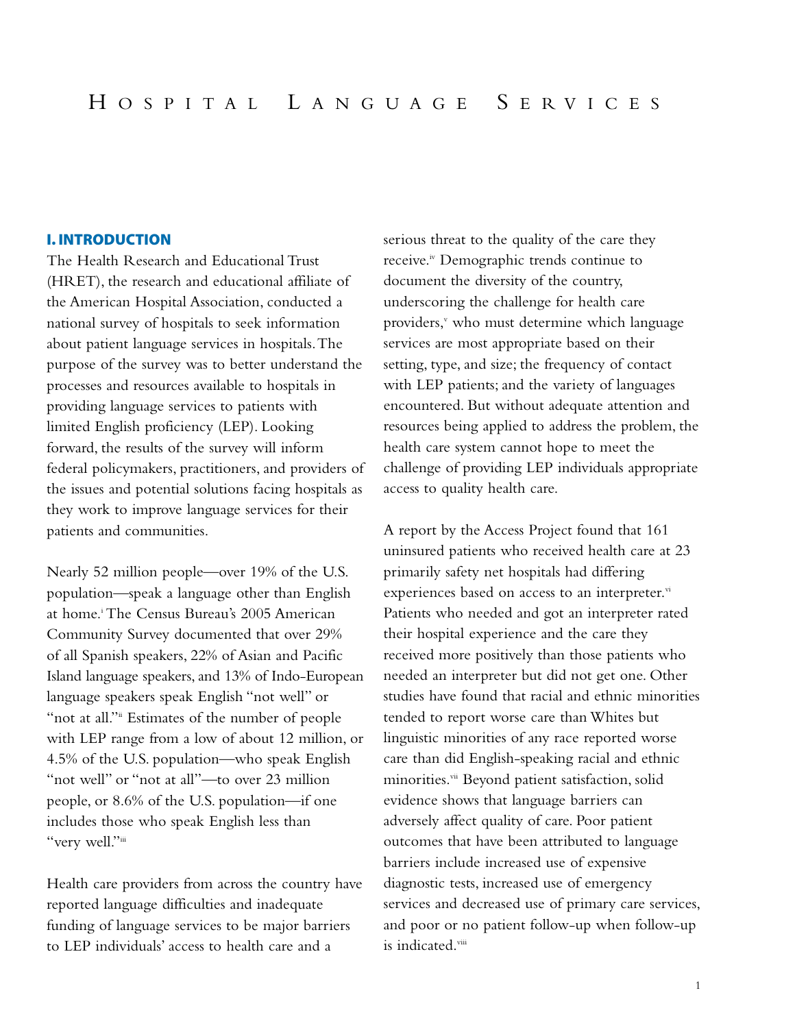# Hospital Language Services

## I. INTRODUCTION

The Health Research and Educational Trust (HRET), the research and educational affiliate of the American Hospital Association, conducted a national survey of hospitals to seek information about patient language services in hospitals. The purpose of the survey was to better understand the processes and resources available to hospitals in providing language services to patients with limited English proficiency (LEP). Looking forward, the results of the survey will inform federal policymakers, practitioners, and providers of the issues and potential solutions facing hospitals as they work to improve language services for their patients and communities.

Nearly 52 million people—over 19% of the U.S. population—speak a language other than English at home.[i] The Census Bureau's 2005 American Community Survey documented that over 29% of all Spanish speakers, 22% of Asian and Pacific Island language speakers, and 13% of Indo-European language speakers speak English "not well" or "not at all."[ii] Estimates of the number of people with LEP range from a low of about 12 million, or 4.5% of the U.S. population—who speak English "not well" or "not at all"—to over 23 million people, or 8.6% of the U.S. population—if one includes those who speak English less than "very well."[iii]

Health care providers from across the country have reported language difficulties and inadequate funding of language services to be major barriers to LEP individuals' access to health care and a serious threat to the quality of the care they receive.[iv] Demographic trends continue to document the diversity of the country, underscoring the challenge for health care providers,[v] who must determine which language services are most appropriate based on their setting, type, and size; the frequency of contact with LEP patients; and the variety of languages encountered. But without adequate attention and resources being applied to address the problem, the health care system cannot hope to meet the challenge of providing LEP individuals appropriate access to quality health care.

A report by the Access Project found that 161 uninsured patients who received health care at 23 primarily safety net hospitals had differing experiences based on access to an interpreter.[vi] Patients who needed and got an interpreter rated their hospital experience and the care they received more positively than those patients who needed an interpreter but did not get one. Other studies have found that racial and ethnic minorities tended to report worse care than Whites but linguistic minorities of any race reported worse care than did English-speaking racial and ethnic minorities.[vii] Beyond patient satisfaction, solid evidence shows that language barriers can adversely affect quality of care. Poor patient outcomes that have been attributed to language barriers include increased use of expensive diagnostic tests, increased use of emergency services and decreased use of primary care services, and poor or no patient follow-up when follow-up is indicated.[viii]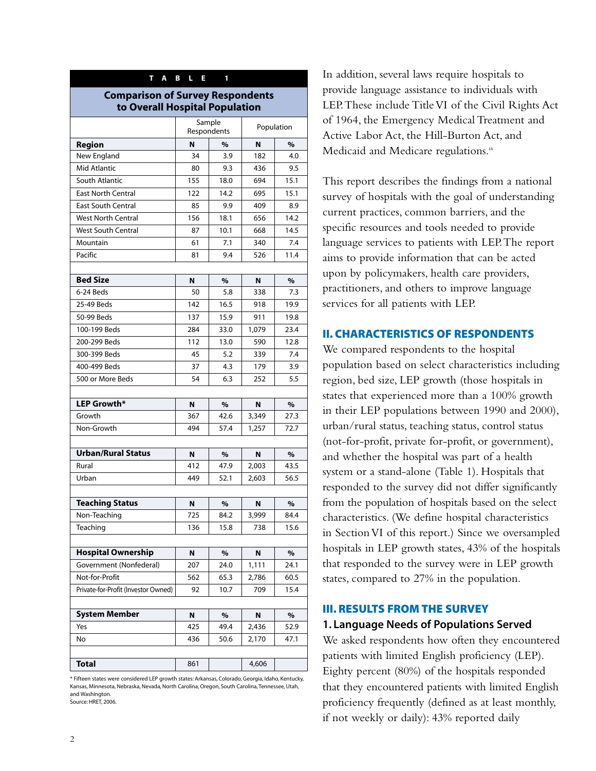**TABLE 1**

**Comparison of Survey Respondents to Overall Hospital Population**

| | Sample Respondents | | Population | |
|---|---|---|---|---|
| **Region** | **N** | **%** | **N** | **%** |
| New England | 34 | 3.9 | 182 | 4.0 |
| Mid Atlantic | 80 | 9.3 | 436 | 9.5 |
| South Atlantic | 155 | 18.0 | 694 | 15.1 |
| East North Central | 122 | 14.2 | 695 | 15.1 |
| East South Central | 85 | 9.9 | 409 | 8.9 |
| West North Central | 156 | 18.1 | 656 | 14.2 |
| West South Central | 87 | 10.1 | 668 | 14.5 |
| Mountain | 61 | 7.1 | 340 | 7.4 |
| Pacific | 81 | 9.4 | 526 | 11.4 |
| | | | | |
| **Bed Size** | **N** | **%** | **N** | **%** |
| 6-24 Beds | 50 | 5.8 | 338 | 7.3 |
| 25-49 Beds | 142 | 16.5 | 918 | 19.9 |
| 50-99 Beds | 137 | 15.9 | 911 | 19.8 |
| 100-199 Beds | 284 | 33.0 | 1,079 | 23.4 |
| 200-299 Beds | 112 | 13.0 | 590 | 12.8 |
| 300-399 Beds | 45 | 5.2 | 339 | 7.4 |
| 400-499 Beds | 37 | 4.3 | 179 | 3.9 |
| 500 or More Beds | 54 | 6.3 | 252 | 5.5 |
| | | | | |
| **LEP Growth*** | **N** | **%** | **N** | **%** |
| Growth | 367 | 42.6 | 3,349 | 27.3 |
| Non-Growth | 494 | 57.4 | 1,257 | 72.7 |
| | | | | |
| **Urban/Rural Status** | **N** | **%** | **N** | **%** |
| Rural | 412 | 47.9 | 2,003 | 43.5 |
| Urban | 449 | 52.1 | 2,603 | 56.5 |
| | | | | |
| **Teaching Status** | **N** | **%** | **N** | **%** |
| Non-Teaching | 725 | 84.2 | 3,999 | 84.4 |
| Teaching | 136 | 15.8 | 738 | 15.6 |
| | | | | |
| **Hospital Ownership** | **N** | **%** | **N** | **%** |
| Government (Nonfederal) | 207 | 24.0 | 1,111 | 24.1 |
| Not-for-Profit | 562 | 65.3 | 2,786 | 60.5 |
| Private-for-Profit (Investor Owned) | 92 | 10.7 | 709 | 15.4 |
| | | | | |
| **System Member** | **N** | **%** | **N** | **%** |
| Yes | 425 | 49.4 | 2,436 | 52.9 |
| No | 436 | 50.6 | 2,170 | 47.1 |
| | | | | |
| **Total** | 861 | | 4,606 | |

* Fifteen states were considered LEP growth states: Arkansas, Colorado, Georgia, Idaho, Kentucky, Kansas, Minnesota, Nebraska, Nevada, North Carolina, Oregon, South Carolina, Tennessee, Utah, and Washington.
Source: HRET, 2006.

In addition, several laws require hospitals to provide language assistance to individuals with LEP. These include Title VI of the Civil Rights Act of 1964, the Emergency Medical Treatment and Active Labor Act, the Hill-Burton Act, and Medicaid and Medicare regulations.[ix]

This report describes the findings from a national survey of hospitals with the goal of understanding current practices, common barriers, and the specific resources and tools needed to provide language services to patients with LEP. The report aims to provide information that can be acted upon by policymakers, health care providers, practitioners, and others to improve language services for all patients with LEP.

## II. CHARACTERISTICS OF RESPONDENTS

We compared respondents to the hospital population based on select characteristics including region, bed size, LEP growth (those hospitals in states that experienced more than a 100% growth in their LEP populations between 1990 and 2000), urban/rural status, teaching status, control status (not-for-profit, private for-profit, or government), and whether the hospital was part of a health system or a stand-alone (Table 1). Hospitals that responded to the survey did not differ significantly from the population of hospitals based on the select characteristics. (We define hospital characteristics in Section VI of this report.) Since we oversampled hospitals in LEP growth states, 43% of the hospitals that responded to the survey were in LEP growth states, compared to 27% in the population.

## III. RESULTS FROM THE SURVEY

### 1. Language Needs of Populations Served

We asked respondents how often they encountered patients with limited English proficiency (LEP). Eighty percent (80%) of the hospitals responded that they encountered patients with limited English proficiency frequently (defined as at least monthly, if not weekly or daily): 43% reported daily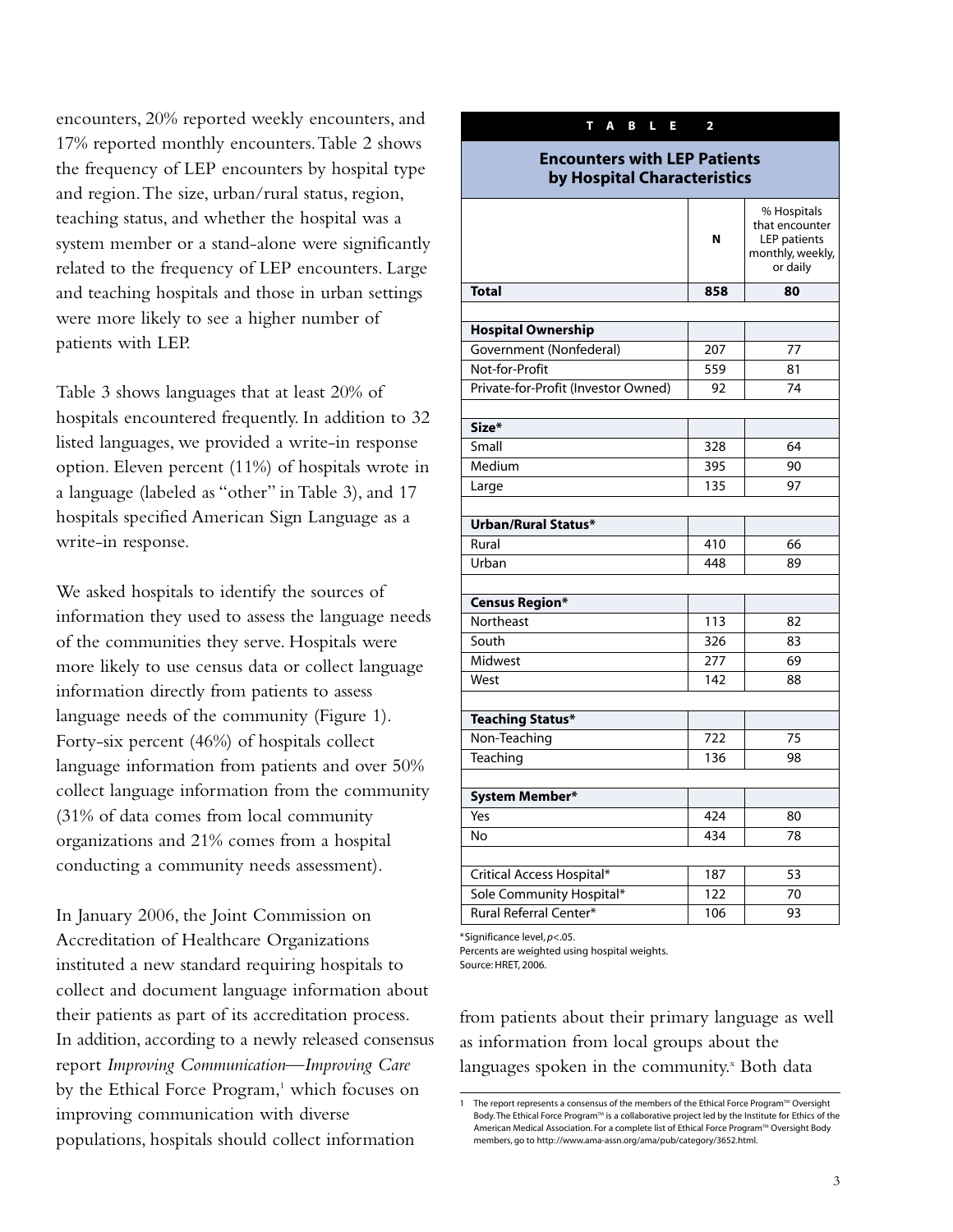encounters, 20% reported weekly encounters, and 17% reported monthly encounters. Table 2 shows the frequency of LEP encounters by hospital type and region. The size, urban/rural status, region, teaching status, and whether the hospital was a system member or a stand-alone were significantly related to the frequency of LEP encounters. Large and teaching hospitals and those in urban settings were more likely to see a higher number of patients with LEP.

Table 3 shows languages that at least 20% of hospitals encountered frequently. In addition to 32 listed languages, we provided a write-in response option. Eleven percent (11%) of hospitals wrote in a language (labeled as "other" in Table 3), and 17 hospitals specified American Sign Language as a write-in response.

We asked hospitals to identify the sources of information they used to assess the language needs of the communities they serve. Hospitals were more likely to use census data or collect language information directly from patients to assess language needs of the community (Figure 1). Forty-six percent (46%) of hospitals collect language information from patients and over 50% collect language information from the community (31% of data comes from local community organizations and 21% comes from a hospital conducting a community needs assessment).

In January 2006, the Joint Commission on Accreditation of Healthcare Organizations instituted a new standard requiring hospitals to collect and document language information about their patients as part of its accreditation process. In addition, according to a newly released consensus report *Improving Communication—Improving Care* by the Ethical Force Program,[1] which focuses on improving communication with diverse populations, hospitals should collect information from patients about their primary language as well as information from local groups about the languages spoken in the community.[x] Both data

**TABLE 2**

**Encounters with LEP Patients by Hospital Characteristics**

| | N | % Hospitals that encounter LEP patients monthly, weekly, or daily |
|---|---|---|
| **Total** | **858** | **80** |
| | | |
| **Hospital Ownership** | | |
| Government (Nonfederal) | 207 | 77 |
| Not-for-Profit | 559 | 81 |
| Private-for-Profit (Investor Owned) | 92 | 74 |
| | | |
| **Size*** | | |
| Small | 328 | 64 |
| Medium | 395 | 90 |
| Large | 135 | 97 |
| | | |
| **Urban/Rural Status*** | | |
| Rural | 410 | 66 |
| Urban | 448 | 89 |
| | | |
| **Census Region*** | | |
| Northeast | 113 | 82 |
| South | 326 | 83 |
| Midwest | 277 | 69 |
| West | 142 | 88 |
| | | |
| **Teaching Status*** | | |
| Non-Teaching | 722 | 75 |
| Teaching | 136 | 98 |
| | | |
| **System Member*** | | |
| Yes | 424 | 80 |
| No | 434 | 78 |
| | | |
| Critical Access Hospital* | 187 | 53 |
| Sole Community Hospital* | 122 | 70 |
| Rural Referral Center* | 106 | 93 |

*Significance level, $p<.05$.
Percents are weighted using hospital weights.
Source: HRET, 2006.

[1] The report represents a consensus of the members of the Ethical Force Program™ Oversight Body. The Ethical Force Program™ is a collaborative project led by the Institute for Ethics of the American Medical Association. For a complete list of Ethical Force Program™ Oversight Body members, go to http://www.ama-assn.org/ama/pub/category/3652.html.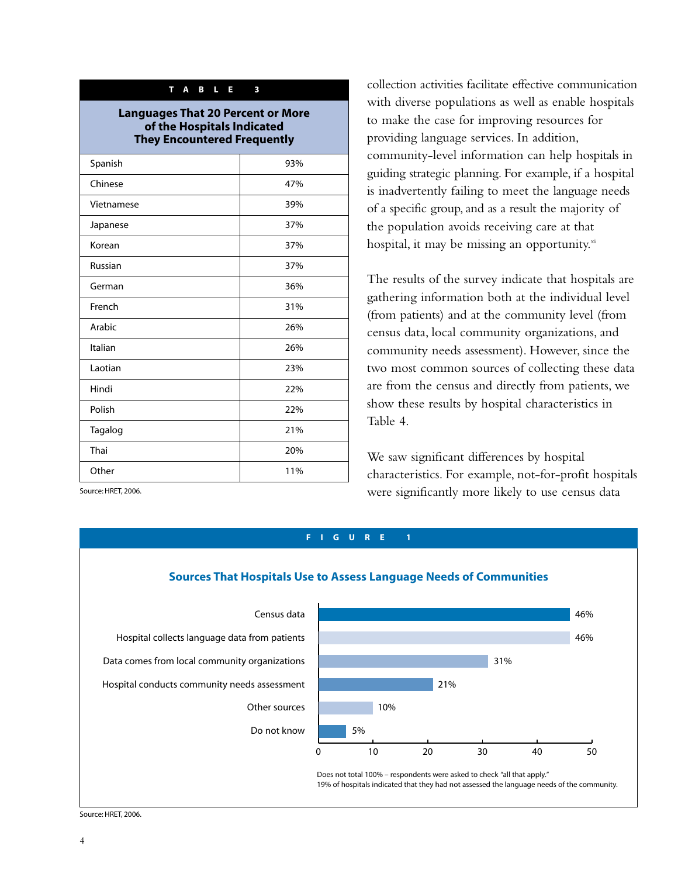**TABLE 3**

**Languages That 20 Percent or More of the Hospitals Indicated They Encountered Frequently**

| Language | Percent |
|---|---|
| Spanish | 93% |
| Chinese | 47% |
| Vietnamese | 39% |
| Japanese | 37% |
| Korean | 37% |
| Russian | 37% |
| German | 36% |
| French | 31% |
| Arabic | 26% |
| Italian | 26% |
| Laotian | 23% |
| Hindi | 22% |
| Polish | 22% |
| Tagalog | 21% |
| Thai | 20% |
| Other | 11% |

Source: HRET, 2006.

collection activities facilitate effective communication with diverse populations as well as enable hospitals to make the case for improving resources for providing language services. In addition, community-level information can help hospitals in guiding strategic planning. For example, if a hospital is inadvertently failing to meet the language needs of a specific group, and as a result the majority of the population avoids receiving care at that hospital, it may be missing an opportunity.[xi]

The results of the survey indicate that hospitals are gathering information both at the individual level (from patients) and at the community level (from census data, local community organizations, and community needs assessment). However, since the two most common sources of collecting these data are from the census and directly from patients, we show these results by hospital characteristics in Table 4.

We saw significant differences by hospital characteristics. For example, not-for-profit hospitals were significantly more likely to use census data

**FIGURE 1**

**Sources That Hospitals Use to Assess Language Needs of Communities**

| Source | Percent |
|---|---|
| Census data | 46% |
| Hospital collects language data from patients | 46% |
| Data comes from local community organizations | 31% |
| Hospital conducts community needs assessment | 21% |
| Other sources | 10% |
| Do not know | 5% |

Does not total 100% – respondents were asked to check "all that apply."
19% of hospitals indicated that they had not assessed the language needs of the community.

Source: HRET, 2006.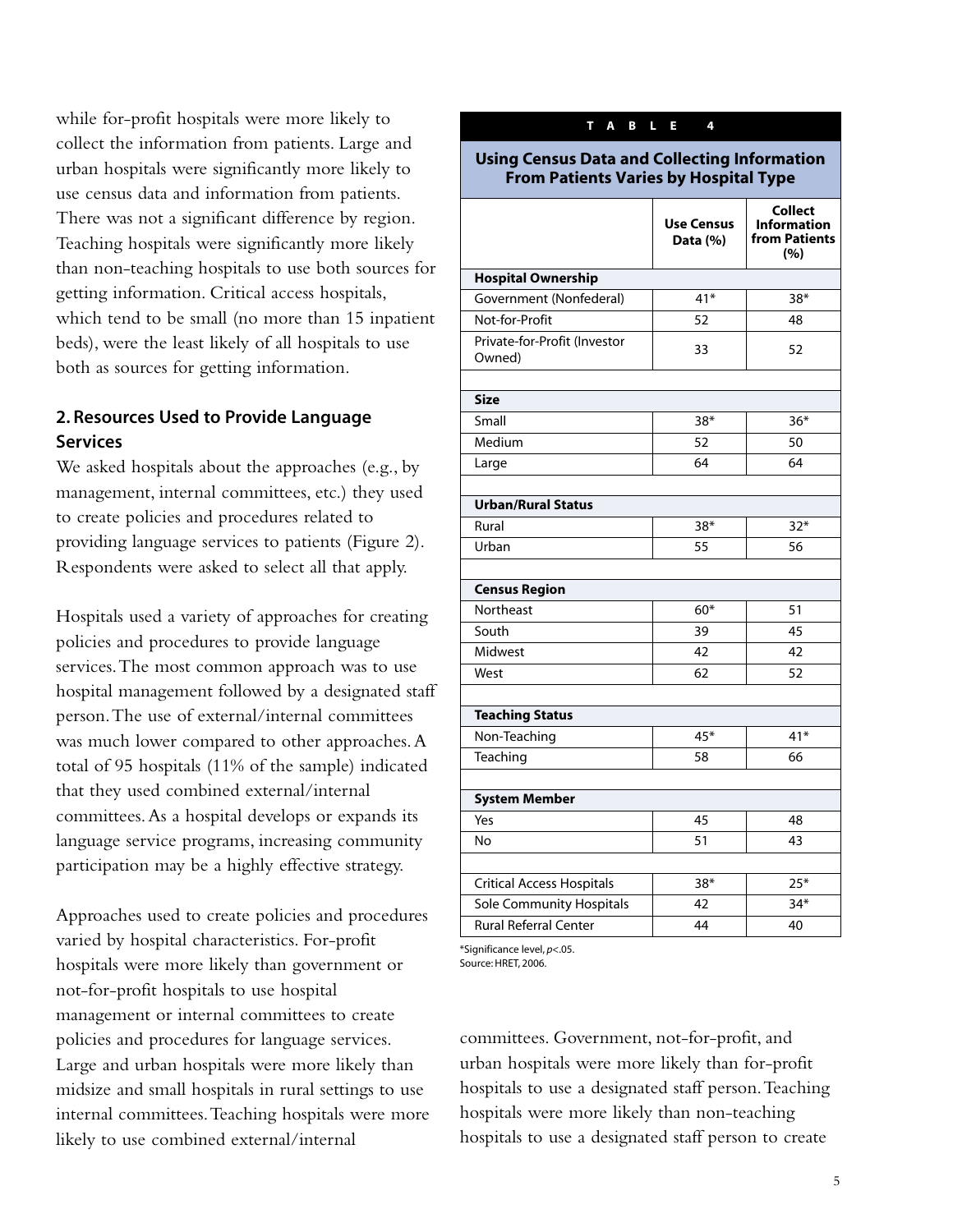while for-profit hospitals were more likely to collect the information from patients. Large and urban hospitals were significantly more likely to use census data and information from patients. There was not a significant difference by region. Teaching hospitals were significantly more likely than non-teaching hospitals to use both sources for getting information. Critical access hospitals, which tend to be small (no more than 15 inpatient beds), were the least likely of all hospitals to use both as sources for getting information.

## 2. Resources Used to Provide Language Services

We asked hospitals about the approaches (e.g., by management, internal committees, etc.) they used to create policies and procedures related to providing language services to patients (Figure 2). Respondents were asked to select all that apply.

Hospitals used a variety of approaches for creating policies and procedures to provide language services. The most common approach was to use hospital management followed by a designated staff person. The use of external/internal committees was much lower compared to other approaches. A total of 95 hospitals (11% of the sample) indicated that they used combined external/internal committees. As a hospital develops or expands its language service programs, increasing community participation may be a highly effective strategy.

Approaches used to create policies and procedures varied by hospital characteristics. For-profit hospitals were more likely than government or not-for-profit hospitals to use hospital management or internal committees to create policies and procedures for language services. Large and urban hospitals were more likely than midsize and small hospitals in rural settings to use internal committees. Teaching hospitals were more likely to use combined external/internal committees. Government, not-for-profit, and urban hospitals were more likely than for-profit hospitals to use a designated staff person. Teaching hospitals were more likely than non-teaching hospitals to use a designated staff person to create

**TABLE 4**

**Using Census Data and Collecting Information From Patients Varies by Hospital Type**

| | Use Census Data (%) | Collect Information from Patients (%) |
|---|---|---|
| **Hospital Ownership** | | |
| Government (Nonfederal) | 41* | 38* |
| Not-for-Profit | 52 | 48 |
| Private-for-Profit (Investor Owned) | 33 | 52 |
| **Size** | | |
| Small | 38* | 36* |
| Medium | 52 | 50 |
| Large | 64 | 64 |
| **Urban/Rural Status** | | |
| Rural | 38* | 32* |
| Urban | 55 | 56 |
| **Census Region** | | |
| Northeast | 60* | 51 |
| South | 39 | 45 |
| Midwest | 42 | 42 |
| West | 62 | 52 |
| **Teaching Status** | | |
| Non-Teaching | 45* | 41* |
| Teaching | 58 | 66 |
| **System Member** | | |
| Yes | 45 | 48 |
| No | 51 | 43 |
| Critical Access Hospitals | 38* | 25* |
| Sole Community Hospitals | 42 | 34* |
| Rural Referral Center | 44 | 40 |

*Significance level, $p<.05$.
Source: HRET, 2006.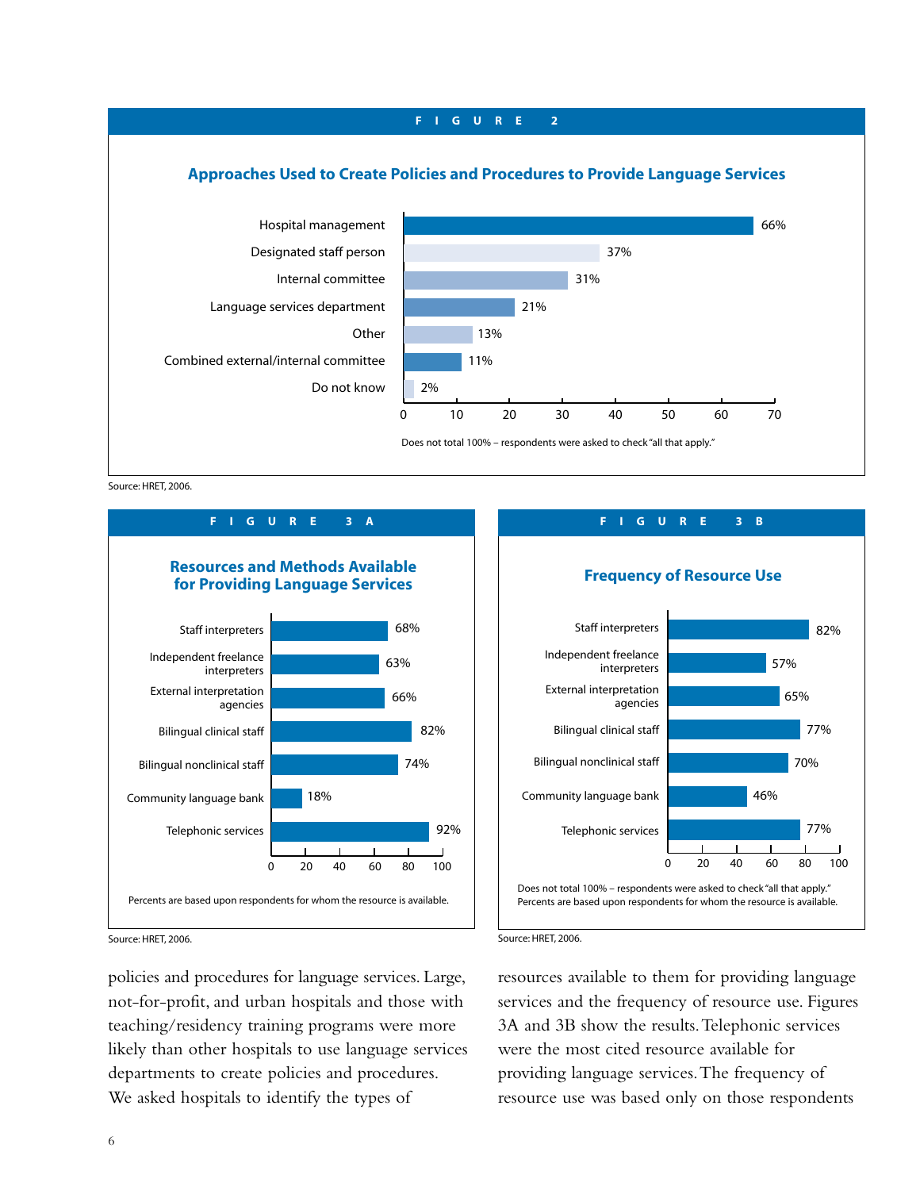**FIGURE 2**

### Approaches Used to Create Policies and Procedures to Provide Language Services

| Approach | Percent |
|---|---|
| Hospital management | 66% |
| Designated staff person | 37% |
| Internal committee | 31% |
| Language services department | 21% |
| Other | 13% |
| Combined external/internal committee | 11% |
| Do not know | 2% |

Does not total 100% – respondents were asked to check "all that apply."

Source: HRET, 2006.

**FIGURE 3A**

### Resources and Methods Available for Providing Language Services

| Resource | Percent |
|---|---|
| Staff interpreters | 68% |
| Independent freelance interpreters | 63% |
| External interpretation agencies | 66% |
| Bilingual clinical staff | 82% |
| Bilingual nonclinical staff | 74% |
| Community language bank | 18% |
| Telephonic services | 92% |

Percents are based upon respondents for whom the resource is available.

Source: HRET, 2006.

**FIGURE 3B**

### Frequency of Resource Use

| Resource | Percent |
|---|---|
| Staff interpreters | 82% |
| Independent freelance interpreters | 57% |
| External interpretation agencies | 65% |
| Bilingual clinical staff | 77% |
| Bilingual nonclinical staff | 70% |
| Community language bank | 46% |
| Telephonic services | 77% |

Does not total 100% – respondents were asked to check "all that apply."
Percents are based upon respondents for whom the resource is available.

Source: HRET, 2006.

policies and procedures for language services. Large, not-for-profit, and urban hospitals and those with teaching/residency training programs were more likely than other hospitals to use language services departments to create policies and procedures. We asked hospitals to identify the types of resources available to them for providing language services and the frequency of resource use. Figures 3A and 3B show the results. Telephonic services were the most cited resource available for providing language services. The frequency of resource use was based only on those respondents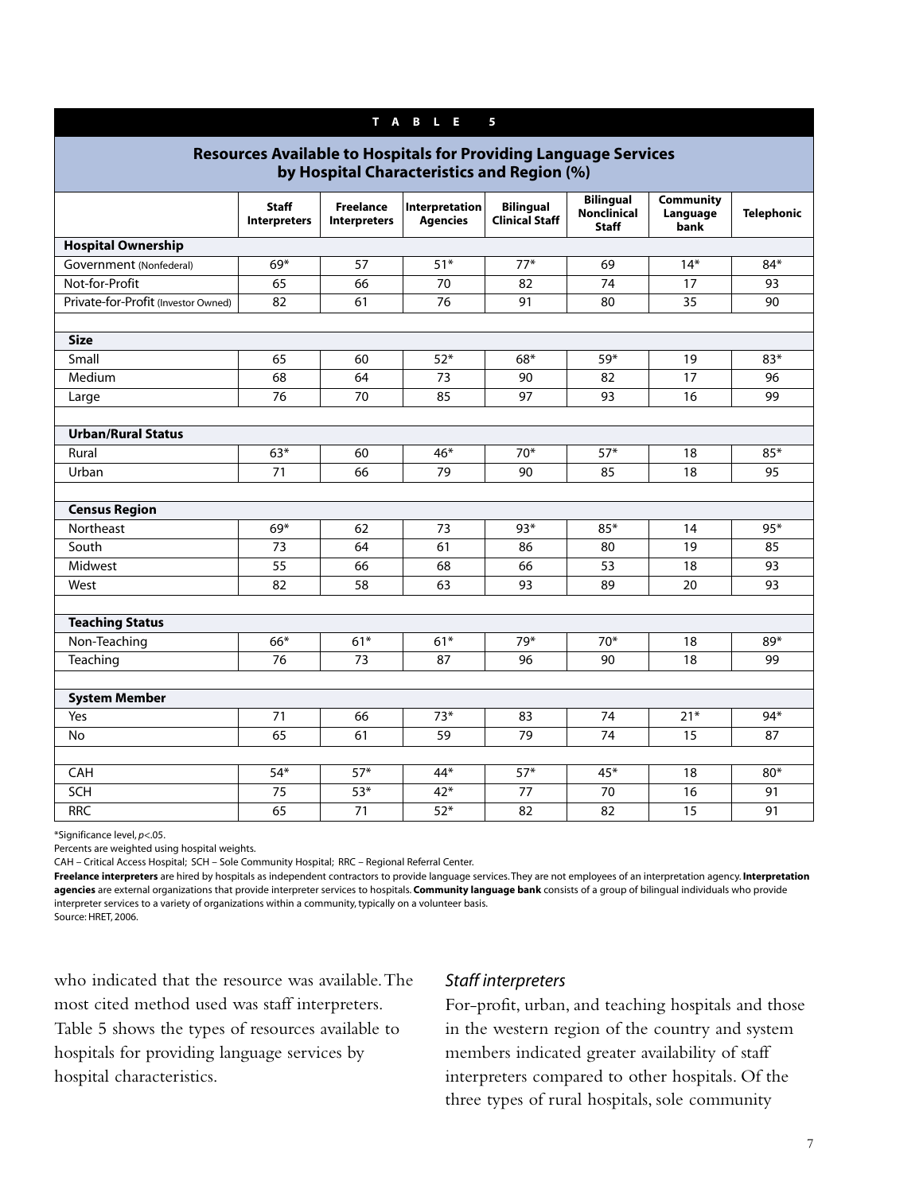**TABLE 5**

**Resources Available to Hospitals for Providing Language Services by Hospital Characteristics and Region (%)**

| | Staff Interpreters | Freelance Interpreters | Interpretation Agencies | Bilingual Clinical Staff | Bilingual Nonclinical Staff | Community Language bank | Telephonic |
|---|---|---|---|---|---|---|---|
| **Hospital Ownership** | | | | | | | |
| Government (Nonfederal) | 69* | 57 | 51* | 77* | 69 | 14* | 84* |
| Not-for-Profit | 65 | 66 | 70 | 82 | 74 | 17 | 93 |
| Private-for-Profit (Investor Owned) | 82 | 61 | 76 | 91 | 80 | 35 | 90 |
| **Size** | | | | | | | |
| Small | 65 | 60 | 52* | 68* | 59* | 19 | 83* |
| Medium | 68 | 64 | 73 | 90 | 82 | 17 | 96 |
| Large | 76 | 70 | 85 | 97 | 93 | 16 | 99 |
| **Urban/Rural Status** | | | | | | | |
| Rural | 63* | 60 | 46* | 70* | 57* | 18 | 85* |
| Urban | 71 | 66 | 79 | 90 | 85 | 18 | 95 |
| **Census Region** | | | | | | | |
| Northeast | 69* | 62 | 73 | 93* | 85* | 14 | 95* |
| South | 73 | 64 | 61 | 86 | 80 | 19 | 85 |
| Midwest | 55 | 66 | 68 | 66 | 53 | 18 | 93 |
| West | 82 | 58 | 63 | 93 | 89 | 20 | 93 |
| **Teaching Status** | | | | | | | |
| Non-Teaching | 66* | 61* | 61* | 79* | 70* | 18 | 89* |
| Teaching | 76 | 73 | 87 | 96 | 90 | 18 | 99 |
| **System Member** | | | | | | | |
| Yes | 71 | 66 | 73* | 83 | 74 | 21* | 94* |
| No | 65 | 61 | 59 | 79 | 74 | 15 | 87 |
| CAH | 54* | 57* | 44* | 57* | 45* | 18 | 80* |
| SCH | 75 | 53* | 42* | 77 | 70 | 16 | 91 |
| RRC | 65 | 71 | 52* | 82 | 82 | 15 | 91 |

*Significance level, $p<.05$.

Percents are weighted using hospital weights.

CAH – Critical Access Hospital; SCH – Sole Community Hospital; RRC – Regional Referral Center.

**Freelance interpreters** are hired by hospitals as independent contractors to provide language services. They are not employees of an interpretation agency. **Interpretation agencies** are external organizations that provide interpreter services to hospitals. **Community language bank** consists of a group of bilingual individuals who provide interpreter services to a variety of organizations within a community, typically on a volunteer basis.

Source: HRET, 2006.

who indicated that the resource was available. The most cited method used was staff interpreters. Table 5 shows the types of resources available to hospitals for providing language services by hospital characteristics.

### *Staff interpreters*

For-profit, urban, and teaching hospitals and those in the western region of the country and system members indicated greater availability of staff interpreters compared to other hospitals. Of the three types of rural hospitals, sole community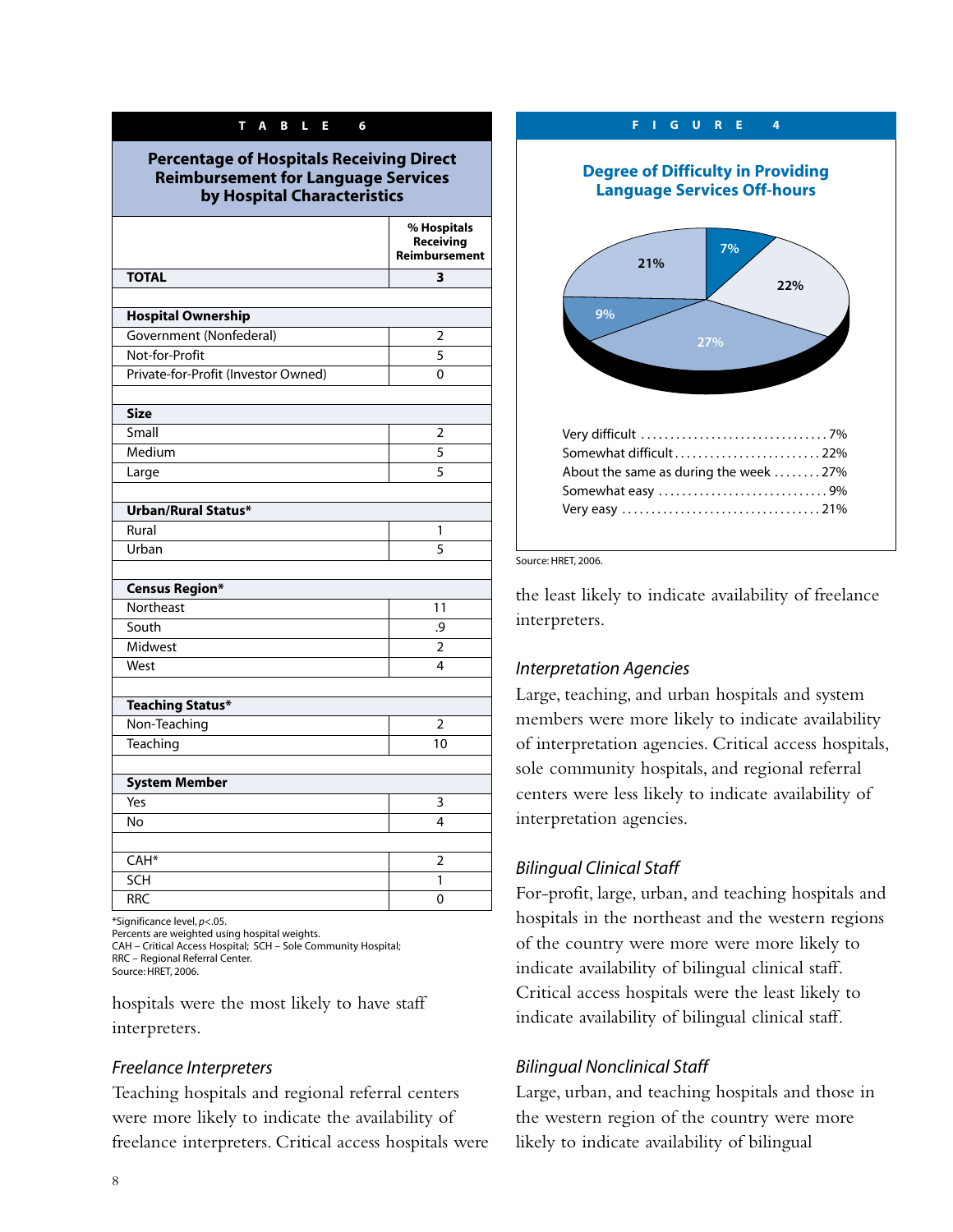**TABLE 6**

**Percentage of Hospitals Receiving Direct Reimbursement for Language Services by Hospital Characteristics**

| | % Hospitals Receiving Reimbursement |
|---|---|
| **TOTAL** | **3** |
| | |
| **Hospital Ownership** | |
| Government (Nonfederal) | 2 |
| Not-for-Profit | 5 |
| Private-for-Profit (Investor Owned) | 0 |
| | |
| **Size** | |
| Small | 2 |
| Medium | 5 |
| Large | 5 |
| | |
| **Urban/Rural Status*** | |
| Rural | 1 |
| Urban | 5 |
| | |
| **Census Region*** | |
| Northeast | 11 |
| South | .9 |
| Midwest | 2 |
| West | 4 |
| | |
| **Teaching Status*** | |
| Non-Teaching | 2 |
| Teaching | 10 |
| | |
| **System Member** | |
| Yes | 3 |
| No | 4 |
| | |
| CAH* | 2 |
| SCH | 1 |
| RRC | 0 |

*Significance level, $p<.05$.
Percents are weighted using hospital weights.
CAH – Critical Access Hospital; SCH – Sole Community Hospital;
RRC – Regional Referral Center.
Source: HRET, 2006.

**FIGURE 4**

**Degree of Difficulty in Providing Language Services Off-hours**

Very difficult ................................ 7%
Somewhat difficult ......................... 22%
About the same as during the week ........ 27%
Somewhat easy ............................. 9%
Very easy .................................. 21%

Source: HRET, 2006.

hospitals were the most likely to have staff interpreters.

### *Freelance Interpreters*

Teaching hospitals and regional referral centers were more likely to indicate the availability of freelance interpreters. Critical access hospitals were the least likely to indicate availability of freelance interpreters.

### *Interpretation Agencies*

Large, teaching, and urban hospitals and system members were more likely to indicate availability of interpretation agencies. Critical access hospitals, sole community hospitals, and regional referral centers were less likely to indicate availability of interpretation agencies.

### *Bilingual Clinical Staff*

For-profit, large, urban, and teaching hospitals and hospitals in the northeast and the western regions of the country were more were more likely to indicate availability of bilingual clinical staff. Critical access hospitals were the least likely to indicate availability of bilingual clinical staff.

### *Bilingual Nonclinical Staff*

Large, urban, and teaching hospitals and those in the western region of the country were more likely to indicate availability of bilingual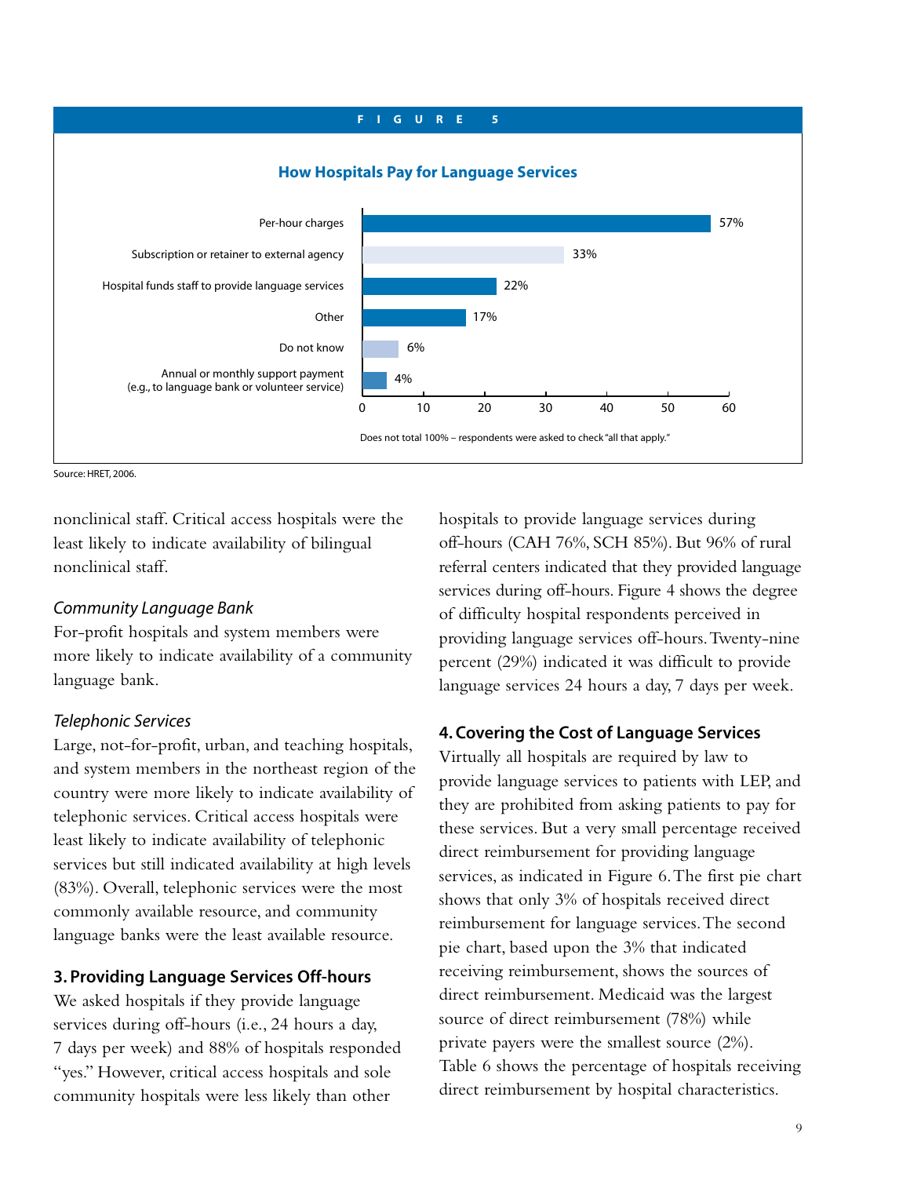**FIGURE 5**

**How Hospitals Pay for Language Services**

| Payment method | Percent |
|---|---|
| Per-hour charges | 57% |
| Subscription or retainer to external agency | 33% |
| Hospital funds staff to provide language services | 22% |
| Other | 17% |
| Do not know | 6% |
| Annual or monthly support payment (e.g., to language bank or volunteer service) | 4% |

Does not total 100% – respondents were asked to check "all that apply."

Source: HRET, 2006.

nonclinical staff. Critical access hospitals were the least likely to indicate availability of bilingual nonclinical staff.

*Community Language Bank*

For-profit hospitals and system members were more likely to indicate availability of a community language bank.

*Telephonic Services*

Large, not-for-profit, urban, and teaching hospitals, and system members in the northeast region of the country were more likely to indicate availability of telephonic services. Critical access hospitals were least likely to indicate availability of telephonic services but still indicated availability at high levels (83%). Overall, telephonic services were the most commonly available resource, and community language banks were the least available resource.

### 3. Providing Language Services Off-hours

We asked hospitals if they provide language services during off-hours (i.e., 24 hours a day, 7 days per week) and 88% of hospitals responded "yes." However, critical access hospitals and sole community hospitals were less likely than other hospitals to provide language services during off-hours (CAH 76%, SCH 85%). But 96% of rural referral centers indicated that they provided language services during off-hours. Figure 4 shows the degree of difficulty hospital respondents perceived in providing language services off-hours. Twenty-nine percent (29%) indicated it was difficult to provide language services 24 hours a day, 7 days per week.

### 4. Covering the Cost of Language Services

Virtually all hospitals are required by law to provide language services to patients with LEP, and they are prohibited from asking patients to pay for these services. But a very small percentage received direct reimbursement for providing language services, as indicated in Figure 6. The first pie chart shows that only 3% of hospitals received direct reimbursement for language services. The second pie chart, based upon the 3% that indicated receiving reimbursement, shows the sources of direct reimbursement. Medicaid was the largest source of direct reimbursement (78%) while private payers were the smallest source (2%). Table 6 shows the percentage of hospitals receiving direct reimbursement by hospital characteristics.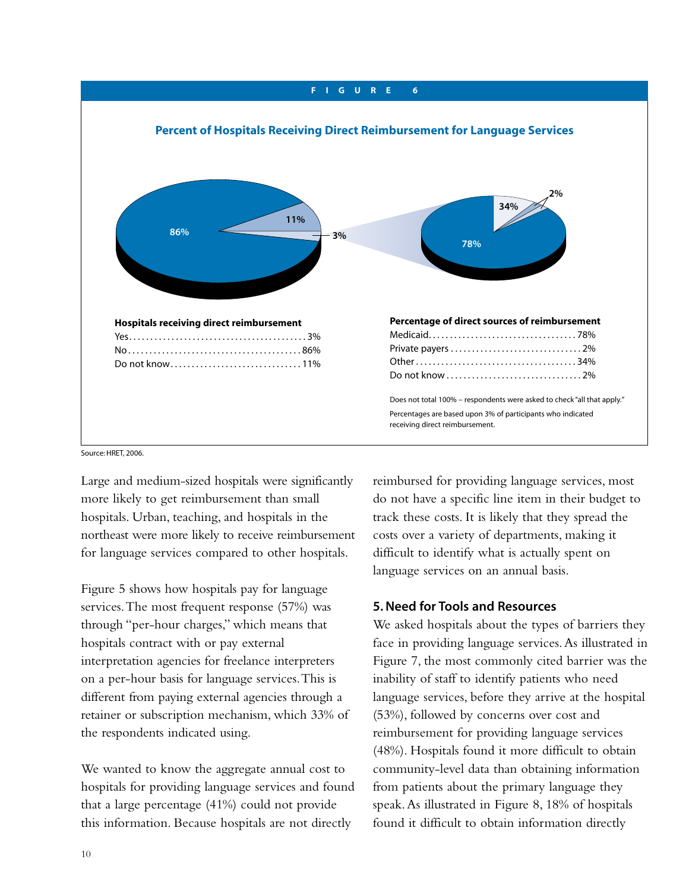**FIGURE 6**

**Percent of Hospitals Receiving Direct Reimbursement for Language Services**

**Hospitals receiving direct reimbursement**

| | |
|---|---|
| Yes | 3% |
| No | 86% |
| Do not know | 11% |

**Percentage of direct sources of reimbursement**

| | |
|---|---|
| Medicaid | 78% |
| Private payers | 2% |
| Other | 34% |
| Do not know | 2% |

Does not total 100% – respondents were asked to check "all that apply."

Percentages are based upon 3% of participants who indicated receiving direct reimbursement.

Source: HRET, 2006.

Large and medium-sized hospitals were significantly more likely to get reimbursement than small hospitals. Urban, teaching, and hospitals in the northeast were more likely to receive reimbursement for language services compared to other hospitals.

Figure 5 shows how hospitals pay for language services. The most frequent response (57%) was through "per-hour charges," which means that hospitals contract with or pay external interpretation agencies for freelance interpreters on a per-hour basis for language services. This is different from paying external agencies through a retainer or subscription mechanism, which 33% of the respondents indicated using.

We wanted to know the aggregate annual cost to hospitals for providing language services and found that a large percentage (41%) could not provide this information. Because hospitals are not directly reimbursed for providing language services, most do not have a specific line item in their budget to track these costs. It is likely that they spread the costs over a variety of departments, making it difficult to identify what is actually spent on language services on an annual basis.

## 5. Need for Tools and Resources

We asked hospitals about the types of barriers they face in providing language services. As illustrated in Figure 7, the most commonly cited barrier was the inability of staff to identify patients who need language services, before they arrive at the hospital (53%), followed by concerns over cost and reimbursement for providing language services (48%). Hospitals found it more difficult to obtain community-level data than obtaining information from patients about the primary language they speak. As illustrated in Figure 8, 18% of hospitals found it difficult to obtain information directly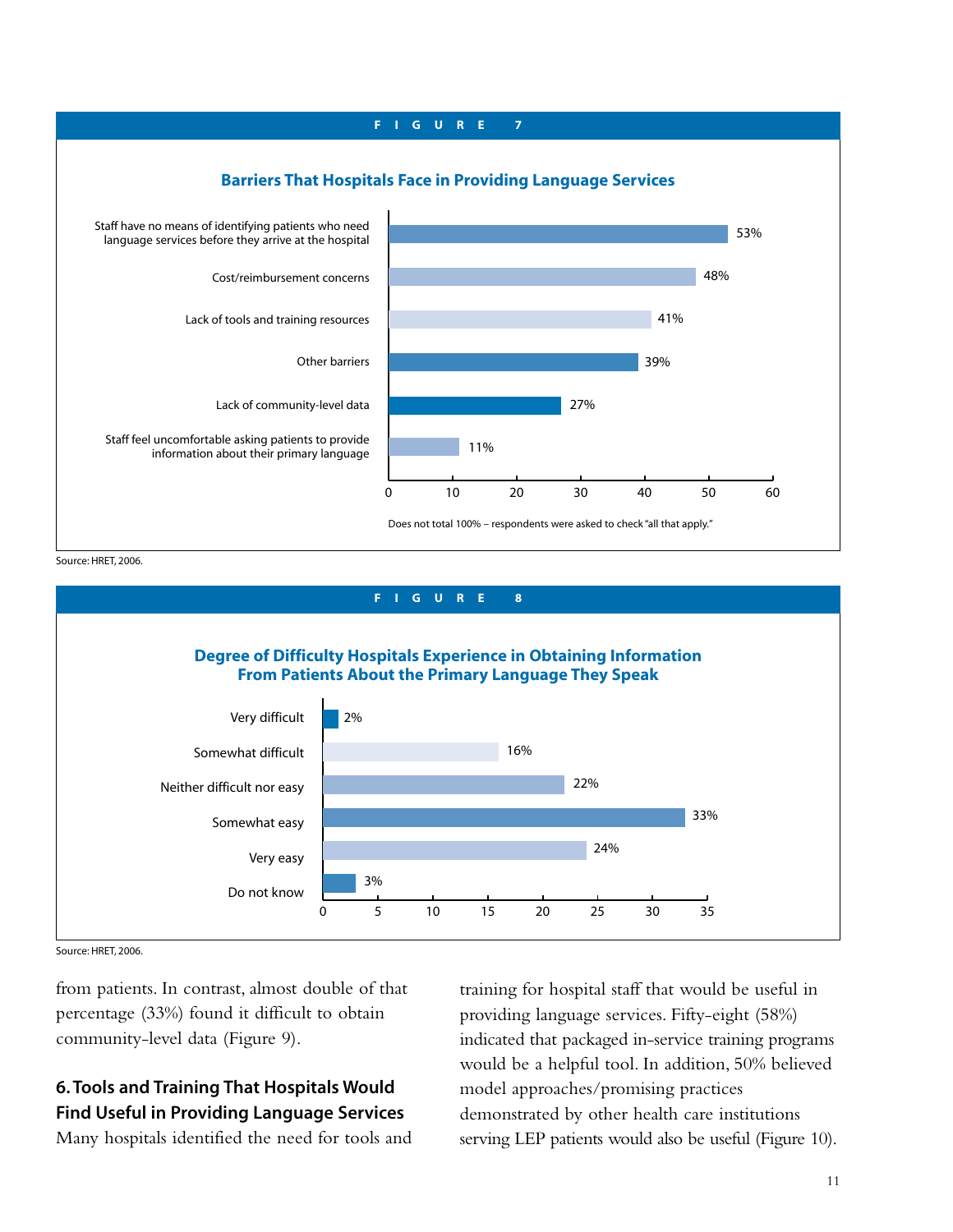**FIGURE 7**

**Barriers That Hospitals Face in Providing Language Services**

| Barrier | Percent |
|---|---|
| Staff have no means of identifying patients who need language services before they arrive at the hospital | 53% |
| Cost/reimbursement concerns | 48% |
| Lack of tools and training resources | 41% |
| Other barriers | 39% |
| Lack of community-level data | 27% |
| Staff feel uncomfortable asking patients to provide information about their primary language | 11% |

Does not total 100% – respondents were asked to check "all that apply."

Source: HRET, 2006.

**FIGURE 8**

**Degree of Difficulty Hospitals Experience in Obtaining Information From Patients About the Primary Language They Speak**

| Degree of difficulty | Percent |
|---|---|
| Very difficult | 2% |
| Somewhat difficult | 16% |
| Neither difficult nor easy | 22% |
| Somewhat easy | 33% |
| Very easy | 24% |
| Do not know | 3% |

Source: HRET, 2006.

from patients. In contrast, almost double of that percentage (33%) found it difficult to obtain community-level data (Figure 9).

### 6. Tools and Training That Hospitals Would Find Useful in Providing Language Services

Many hospitals identified the need for tools and training for hospital staff that would be useful in providing language services. Fifty-eight (58%) indicated that packaged in-service training programs would be a helpful tool. In addition, 50% believed model approaches/promising practices demonstrated by other health care institutions serving LEP patients would also be useful (Figure 10).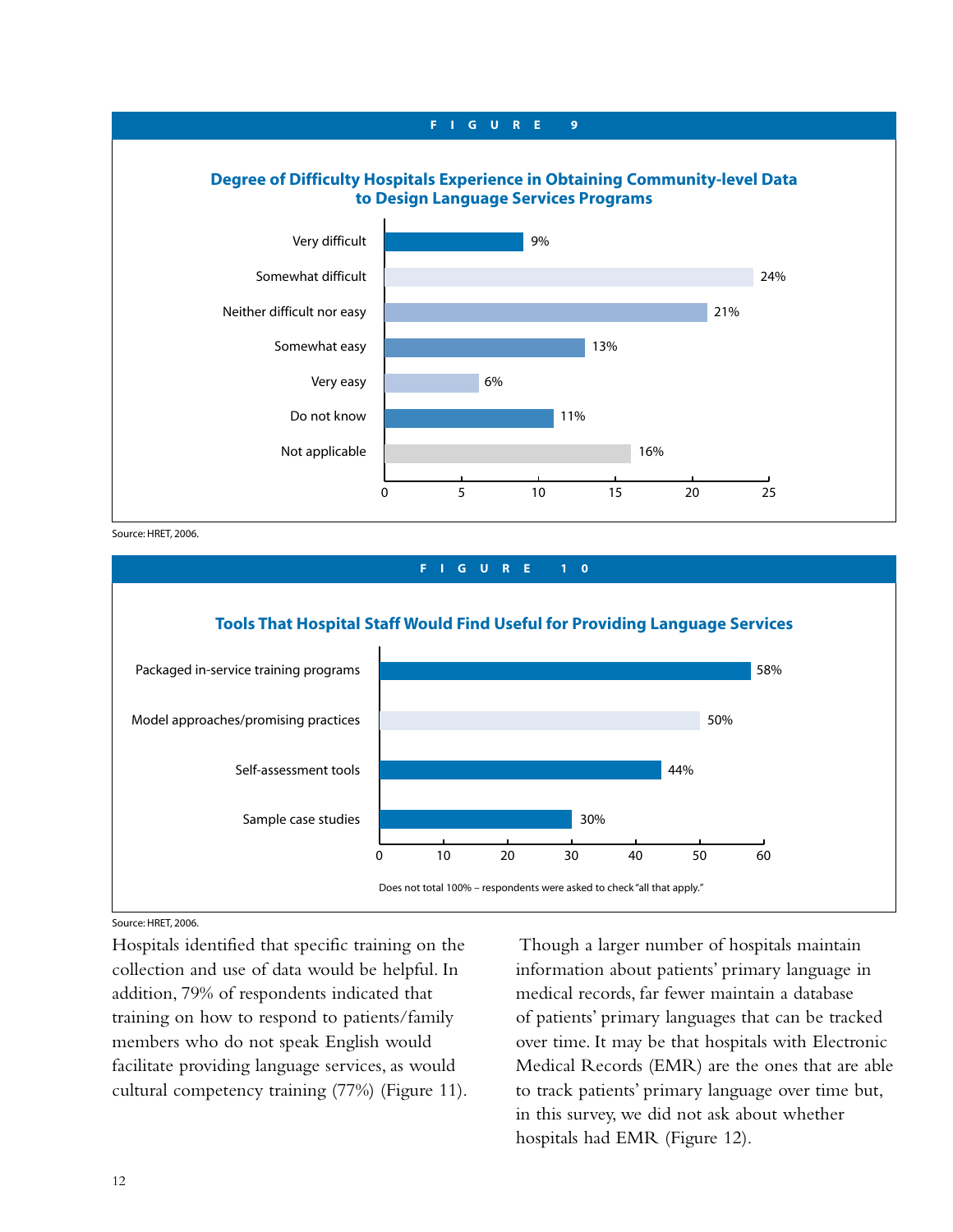**FIGURE 9**

**Degree of Difficulty Hospitals Experience in Obtaining Community-level Data to Design Language Services Programs**

| Response | Percent |
| --- | --- |
| Very difficult | 9% |
| Somewhat difficult | 24% |
| Neither difficult nor easy | 21% |
| Somewhat easy | 13% |
| Very easy | 6% |
| Do not know | 11% |
| Not applicable | 16% |

Source: HRET, 2006.

**FIGURE 10**

**Tools That Hospital Staff Would Find Useful for Providing Language Services**

| Tool | Percent |
| --- | --- |
| Packaged in-service training programs | 58% |
| Model approaches/promising practices | 50% |
| Self-assessment tools | 44% |
| Sample case studies | 30% |

Does not total 100% – respondents were asked to check "all that apply."

Source: HRET, 2006.

Hospitals identified that specific training on the collection and use of data would be helpful. In addition, 79% of respondents indicated that training on how to respond to patients/family members who do not speak English would facilitate providing language services, as would cultural competency training (77%) (Figure 11).

Though a larger number of hospitals maintain information about patients' primary language in medical records, far fewer maintain a database of patients' primary languages that can be tracked over time. It may be that hospitals with Electronic Medical Records (EMR) are the ones that are able to track patients' primary language over time but, in this survey, we did not ask about whether hospitals had EMR (Figure 12).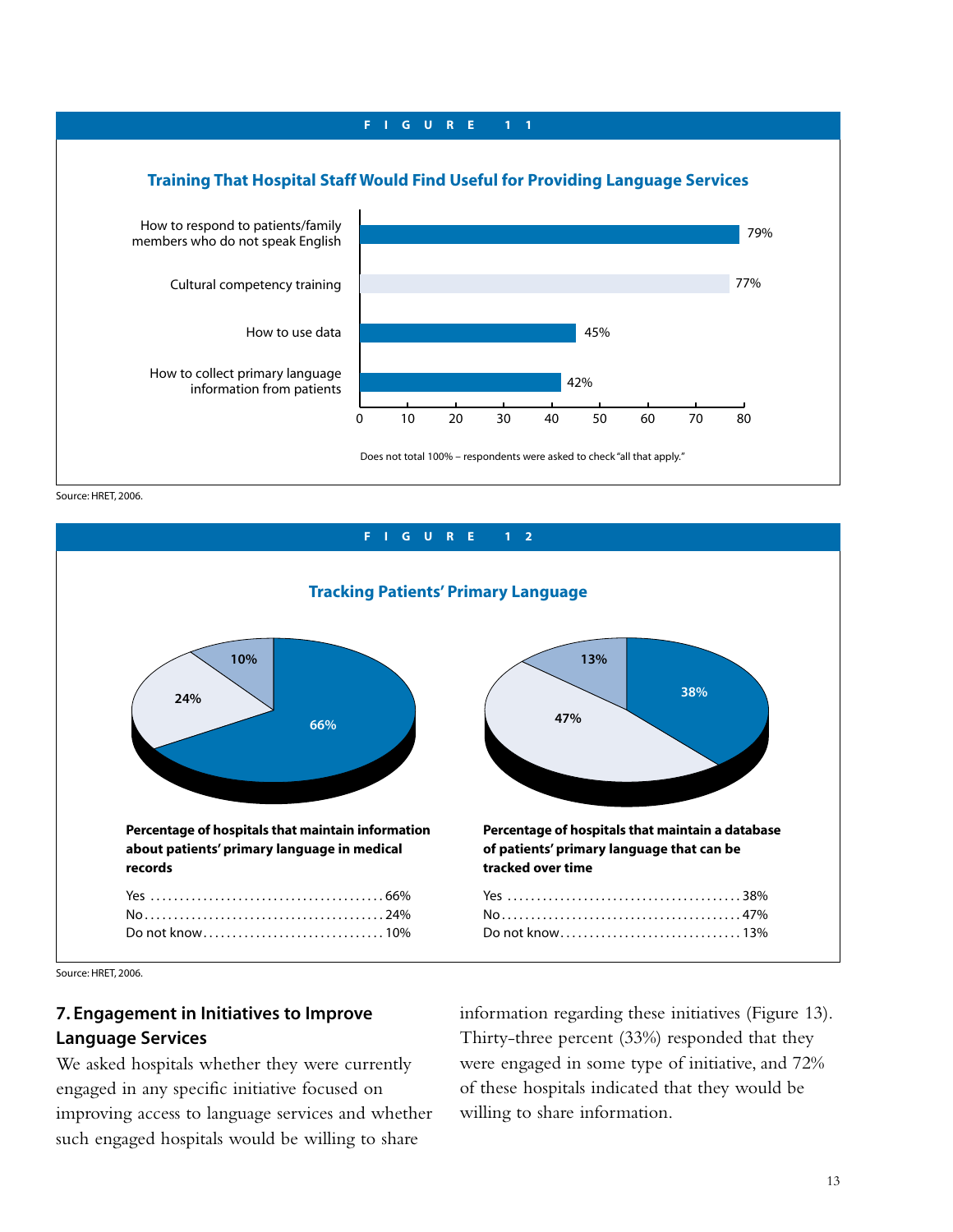**FIGURE 11**

### Training That Hospital Staff Would Find Useful for Providing Language Services

| Training | Percentage |
| --- | --- |
| How to respond to patients/family members who do not speak English | 79% |
| Cultural competency training | 77% |
| How to use data | 45% |
| How to collect primary language information from patients | 42% |

Does not total 100% – respondents were asked to check "all that apply."

Source: HRET, 2006.

**FIGURE 12**

### Tracking Patients' Primary Language

**Percentage of hospitals that maintain information about patients' primary language in medical records**

| | |
| --- | --- |
| Yes | 66% |
| No | 24% |
| Do not know | 10% |

**Percentage of hospitals that maintain a database of patients' primary language that can be tracked over time**

| | |
| --- | --- |
| Yes | 38% |
| No | 47% |
| Do not know | 13% |

Source: HRET, 2006.

## 7. Engagement in Initiatives to Improve Language Services

We asked hospitals whether they were currently engaged in any specific initiative focused on improving access to language services and whether such engaged hospitals would be willing to share information regarding these initiatives (Figure 13). Thirty-three percent (33%) responded that they were engaged in some type of initiative, and 72% of these hospitals indicated that they would be willing to share information.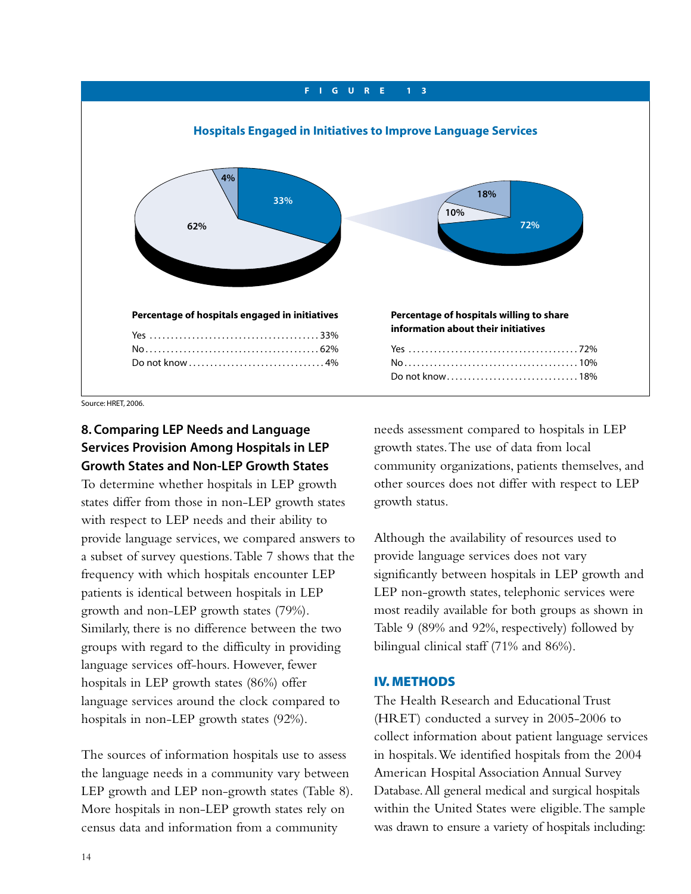**FIGURE 13**

**Hospitals Engaged in Initiatives to Improve Language Services**

**Percentage of hospitals engaged in initiatives**

| Response | Percentage |
| --- | --- |
| Yes | 33% |
| No | 62% |
| Do not know | 4% |

**Percentage of hospitals willing to share information about their initiatives**

| Response | Percentage |
| --- | --- |
| Yes | 72% |
| No | 10% |
| Do not know | 18% |

Source: HRET, 2006.

### 8. Comparing LEP Needs and Language Services Provision Among Hospitals in LEP Growth States and Non-LEP Growth States

To determine whether hospitals in LEP growth states differ from those in non-LEP growth states with respect to LEP needs and their ability to provide language services, we compared answers to a subset of survey questions. Table 7 shows that the frequency with which hospitals encounter LEP patients is identical between hospitals in LEP growth and non-LEP growth states (79%). Similarly, there is no difference between the two groups with regard to the difficulty in providing language services off-hours. However, fewer hospitals in LEP growth states (86%) offer language services around the clock compared to hospitals in non-LEP growth states (92%).

The sources of information hospitals use to assess the language needs in a community vary between LEP growth and LEP non-growth states (Table 8). More hospitals in non-LEP growth states rely on census data and information from a community needs assessment compared to hospitals in LEP growth states. The use of data from local community organizations, patients themselves, and other sources does not differ with respect to LEP growth status.

Although the availability of resources used to provide language services does not vary significantly between hospitals in LEP growth and LEP non-growth states, telephonic services were most readily available for both groups as shown in Table 9 (89% and 92%, respectively) followed by bilingual clinical staff (71% and 86%).

## IV. METHODS

The Health Research and Educational Trust (HRET) conducted a survey in 2005-2006 to collect information about patient language services in hospitals. We identified hospitals from the 2004 American Hospital Association Annual Survey Database. All general medical and surgical hospitals within the United States were eligible. The sample was drawn to ensure a variety of hospitals including: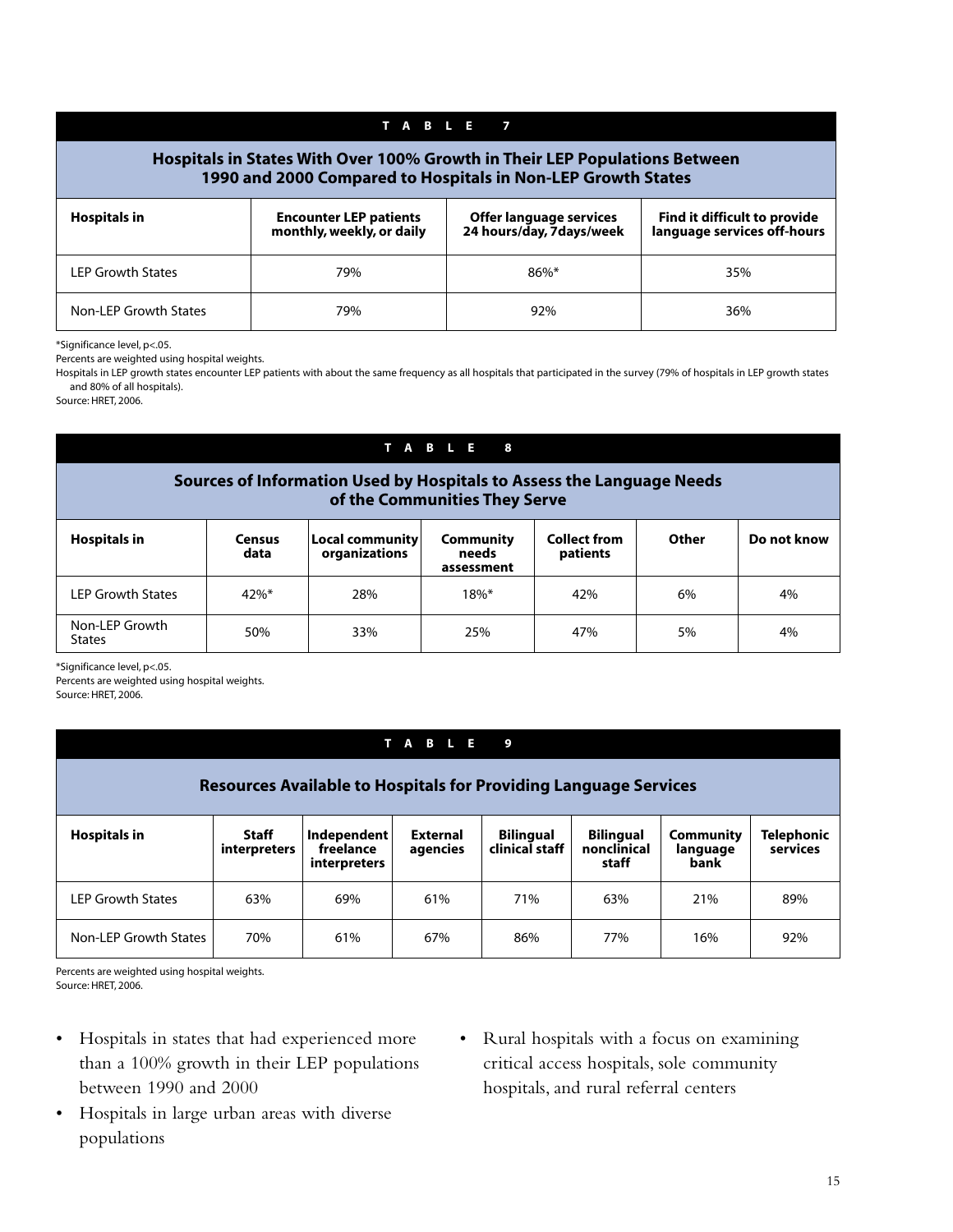**TABLE 7**

**Hospitals in States With Over 100% Growth in Their LEP Populations Between 1990 and 2000 Compared to Hospitals in Non-LEP Growth States**

| Hospitals in | Encounter LEP patients monthly, weekly, or daily | Offer language services 24 hours/day, 7days/week | Find it difficult to provide language services off-hours |
|---|---|---|---|
| LEP Growth States | 79% | 86%* | 35% |
| Non-LEP Growth States | 79% | 92% | 36% |

*Significance level, $p<.05$.
Percents are weighted using hospital weights.
Hospitals in LEP growth states encounter LEP patients with about the same frequency as all hospitals that participated in the survey (79% of hospitals in LEP growth states and 80% of all hospitals).
Source: HRET, 2006.

**TABLE 8**

**Sources of Information Used by Hospitals to Assess the Language Needs of the Communities They Serve**

| Hospitals in | Census data | Local community organizations | Community needs assessment | Collect from patients | Other | Do not know |
|---|---|---|---|---|---|---|
| LEP Growth States | 42%* | 28% | 18%* | 42% | 6% | 4% |
| Non-LEP Growth States | 50% | 33% | 25% | 47% | 5% | 4% |

*Significance level, $p<.05$.
Percents are weighted using hospital weights.
Source: HRET, 2006.

**TABLE 9**

**Resources Available to Hospitals for Providing Language Services**

| Hospitals in | Staff interpreters | Independent freelance interpreters | External agencies | Bilingual clinical staff | Bilingual nonclinical staff | Community language bank | Telephonic services |
|---|---|---|---|---|---|---|---|
| LEP Growth States | 63% | 69% | 61% | 71% | 63% | 21% | 89% |
| Non-LEP Growth States | 70% | 61% | 67% | 86% | 77% | 16% | 92% |

Percents are weighted using hospital weights.
Source: HRET, 2006.

- Hospitals in states that had experienced more than a 100% growth in their LEP populations between 1990 and 2000
- Hospitals in large urban areas with diverse populations
- Rural hospitals with a focus on examining critical access hospitals, sole community hospitals, and rural referral centers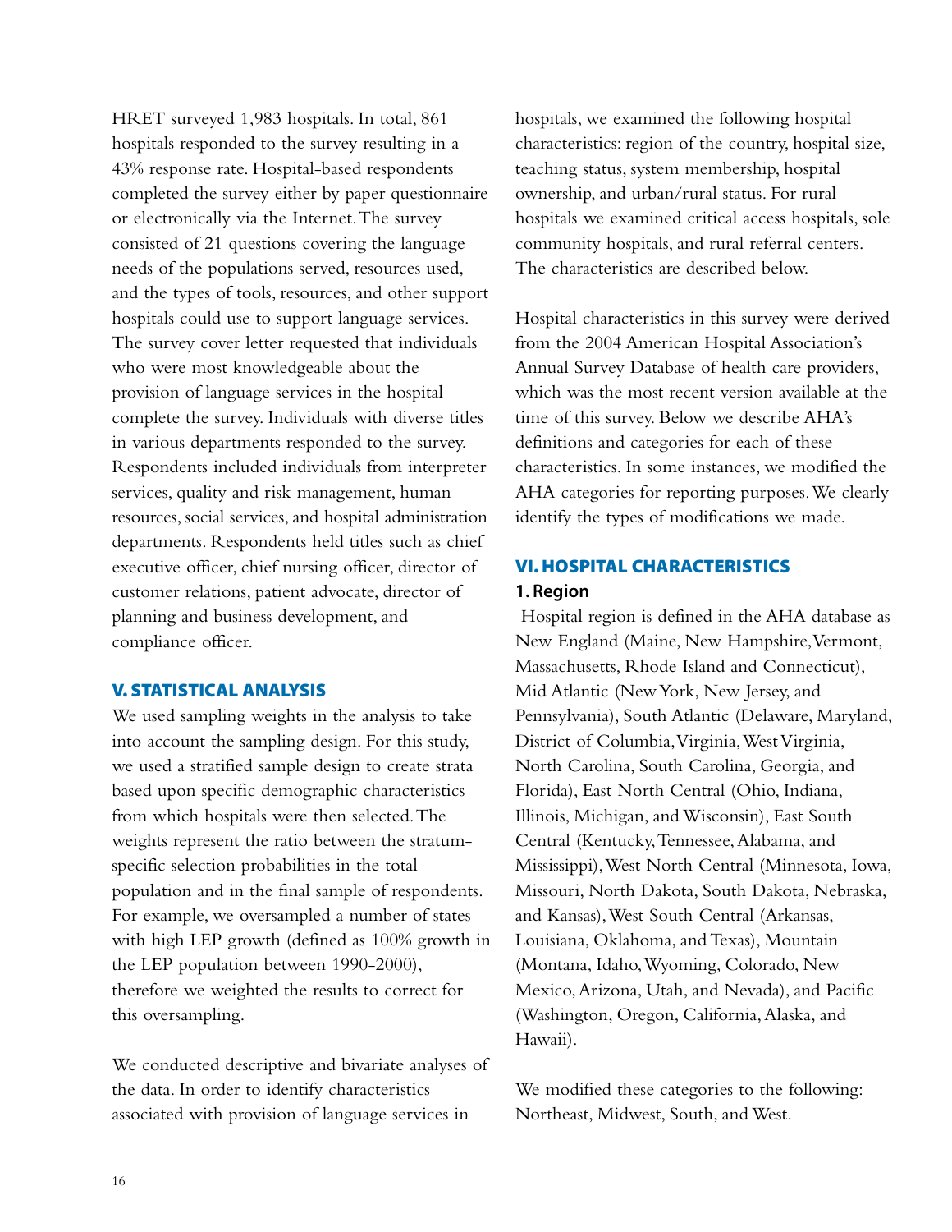HRET surveyed 1,983 hospitals. In total, 861 hospitals responded to the survey resulting in a 43% response rate. Hospital-based respondents completed the survey either by paper questionnaire or electronically via the Internet. The survey consisted of 21 questions covering the language needs of the populations served, resources used, and the types of tools, resources, and other support hospitals could use to support language services. The survey cover letter requested that individuals who were most knowledgeable about the provision of language services in the hospital complete the survey. Individuals with diverse titles in various departments responded to the survey. Respondents included individuals from interpreter services, quality and risk management, human resources, social services, and hospital administration departments. Respondents held titles such as chief executive officer, chief nursing officer, director of customer relations, patient advocate, director of planning and business development, and compliance officer.

## V. STATISTICAL ANALYSIS

We used sampling weights in the analysis to take into account the sampling design. For this study, we used a stratified sample design to create strata based upon specific demographic characteristics from which hospitals were then selected. The weights represent the ratio between the stratum-specific selection probabilities in the total population and in the final sample of respondents. For example, we oversampled a number of states with high LEP growth (defined as 100% growth in the LEP population between 1990-2000), therefore we weighted the results to correct for this oversampling.

We conducted descriptive and bivariate analyses of the data. In order to identify characteristics associated with provision of language services in hospitals, we examined the following hospital characteristics: region of the country, hospital size, teaching status, system membership, hospital ownership, and urban/rural status. For rural hospitals we examined critical access hospitals, sole community hospitals, and rural referral centers. The characteristics are described below.

Hospital characteristics in this survey were derived from the 2004 American Hospital Association's Annual Survey Database of health care providers, which was the most recent version available at the time of this survey. Below we describe AHA's definitions and categories for each of these characteristics. In some instances, we modified the AHA categories for reporting purposes. We clearly identify the types of modifications we made.

## VI. HOSPITAL CHARACTERISTICS

### 1. Region

Hospital region is defined in the AHA database as New England (Maine, New Hampshire, Vermont, Massachusetts, Rhode Island and Connecticut), Mid Atlantic (New York, New Jersey, and Pennsylvania), South Atlantic (Delaware, Maryland, District of Columbia, Virginia, West Virginia, North Carolina, South Carolina, Georgia, and Florida), East North Central (Ohio, Indiana, Illinois, Michigan, and Wisconsin), East South Central (Kentucky, Tennessee, Alabama, and Mississippi), West North Central (Minnesota, Iowa, Missouri, North Dakota, South Dakota, Nebraska, and Kansas), West South Central (Arkansas, Louisiana, Oklahoma, and Texas), Mountain (Montana, Idaho, Wyoming, Colorado, New Mexico, Arizona, Utah, and Nevada), and Pacific (Washington, Oregon, California, Alaska, and Hawaii).

We modified these categories to the following: Northeast, Midwest, South, and West.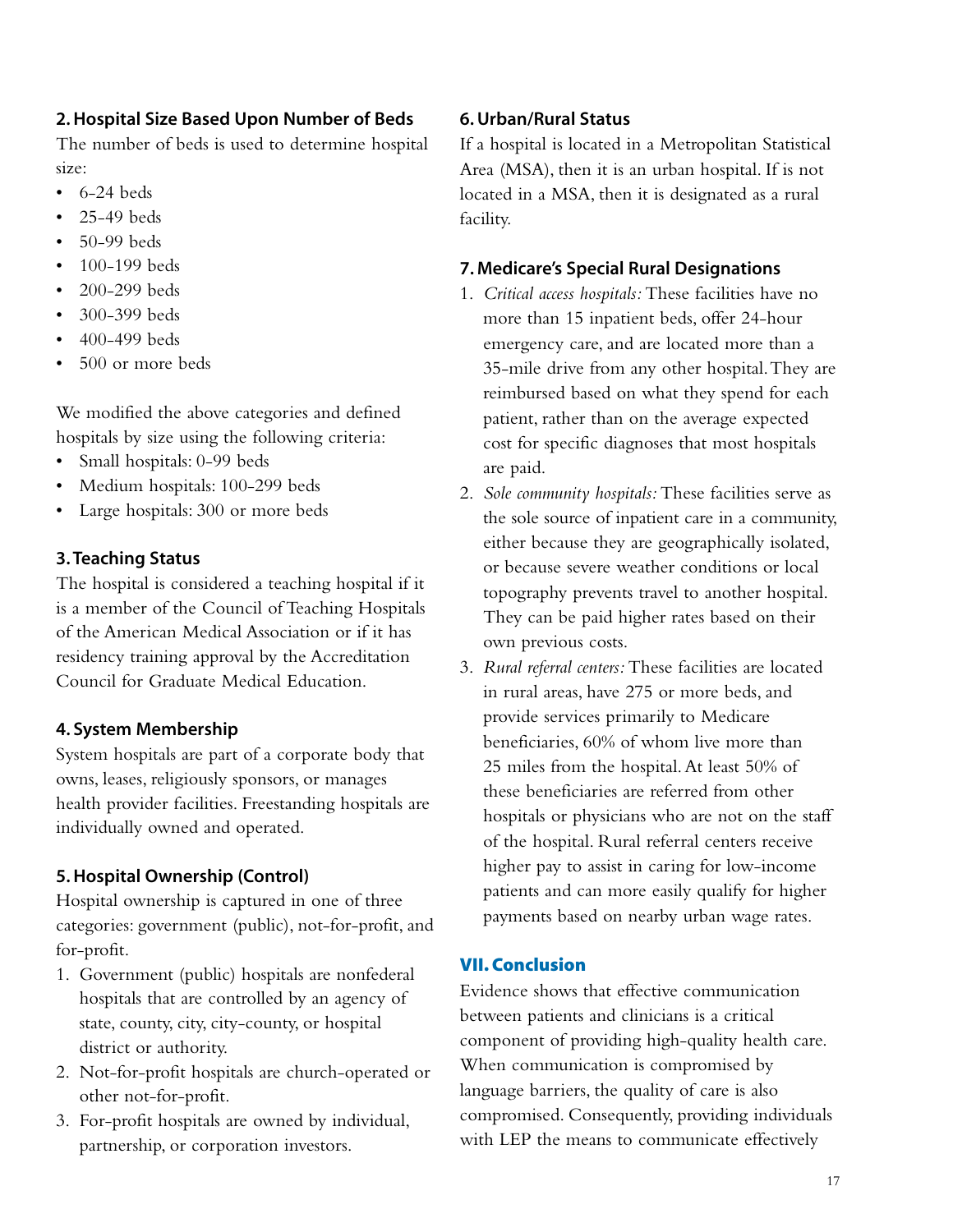### 2. Hospital Size Based Upon Number of Beds

The number of beds is used to determine hospital size:

- 6-24 beds
- 25-49 beds
- 50-99 beds
- 100-199 beds
- 200-299 beds
- 300-399 beds
- 400-499 beds
- 500 or more beds

We modified the above categories and defined hospitals by size using the following criteria:

- Small hospitals: 0-99 beds
- Medium hospitals: 100-299 beds
- Large hospitals: 300 or more beds

### 3. Teaching Status

The hospital is considered a teaching hospital if it is a member of the Council of Teaching Hospitals of the American Medical Association or if it has residency training approval by the Accreditation Council for Graduate Medical Education.

### 4. System Membership

System hospitals are part of a corporate body that owns, leases, religiously sponsors, or manages health provider facilities. Freestanding hospitals are individually owned and operated.

### 5. Hospital Ownership (Control)

Hospital ownership is captured in one of three categories: government (public), not-for-profit, and for-profit.

1. Government (public) hospitals are nonfederal hospitals that are controlled by an agency of state, county, city, city-county, or hospital district or authority.
2. Not-for-profit hospitals are church-operated or other not-for-profit.
3. For-profit hospitals are owned by individual, partnership, or corporation investors.

### 6. Urban/Rural Status

If a hospital is located in a Metropolitan Statistical Area (MSA), then it is an urban hospital. If is not located in a MSA, then it is designated as a rural facility.

### 7. Medicare's Special Rural Designations

1. *Critical access hospitals:* These facilities have no more than 15 inpatient beds, offer 24-hour emergency care, and are located more than a 35-mile drive from any other hospital. They are reimbursed based on what they spend for each patient, rather than on the average expected cost for specific diagnoses that most hospitals are paid.
2. *Sole community hospitals:* These facilities serve as the sole source of inpatient care in a community, either because they are geographically isolated, or because severe weather conditions or local topography prevents travel to another hospital. They can be paid higher rates based on their own previous costs.
3. *Rural referral centers:* These facilities are located in rural areas, have 275 or more beds, and provide services primarily to Medicare beneficiaries, 60% of whom live more than 25 miles from the hospital. At least 50% of these beneficiaries are referred from other hospitals or physicians who are not on the staff of the hospital. Rural referral centers receive higher pay to assist in caring for low-income patients and can more easily qualify for higher payments based on nearby urban wage rates.

## VII. Conclusion

Evidence shows that effective communication between patients and clinicians is a critical component of providing high-quality health care. When communication is compromised by language barriers, the quality of care is also compromised. Consequently, providing individuals with LEP the means to communicate effectively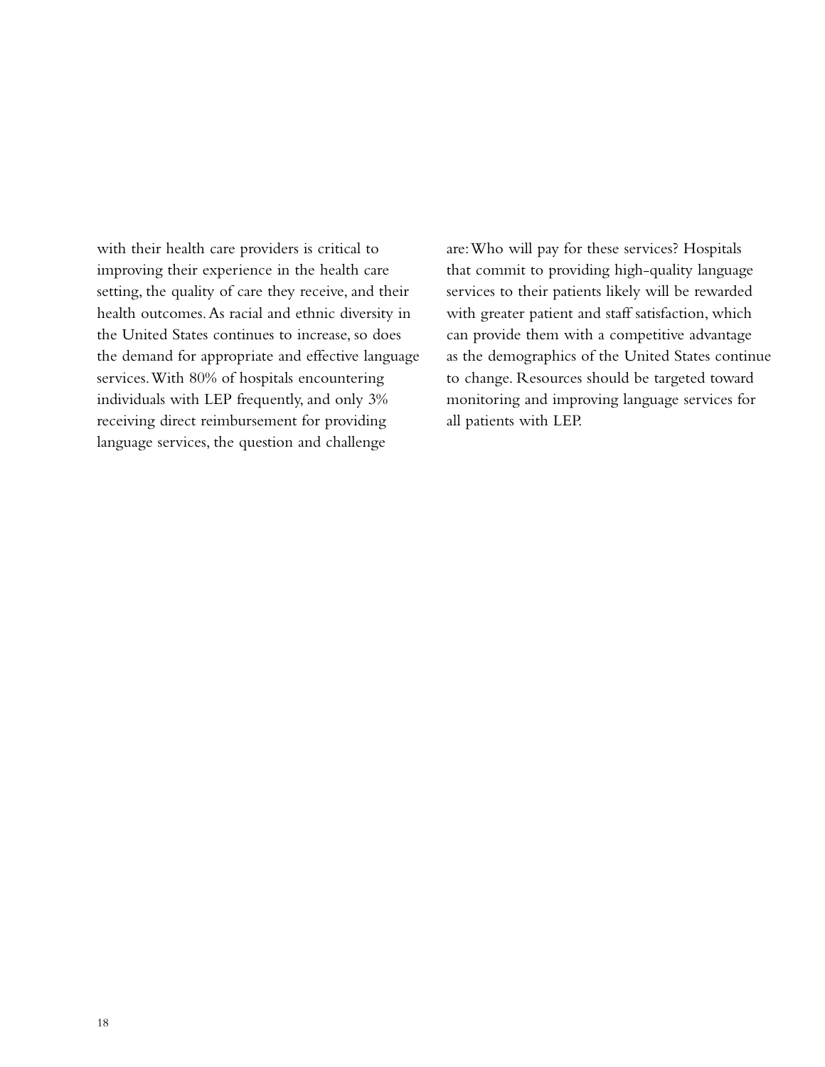with their health care providers is critical to improving their experience in the health care setting, the quality of care they receive, and their health outcomes. As racial and ethnic diversity in the United States continues to increase, so does the demand for appropriate and effective language services. With 80% of hospitals encountering individuals with LEP frequently, and only 3% receiving direct reimbursement for providing language services, the question and challenge are: Who will pay for these services? Hospitals that commit to providing high-quality language services to their patients likely will be rewarded with greater patient and staff satisfaction, which can provide them with a competitive advantage as the demographics of the United States continue to change. Resources should be targeted toward monitoring and improving language services for all patients with LEP.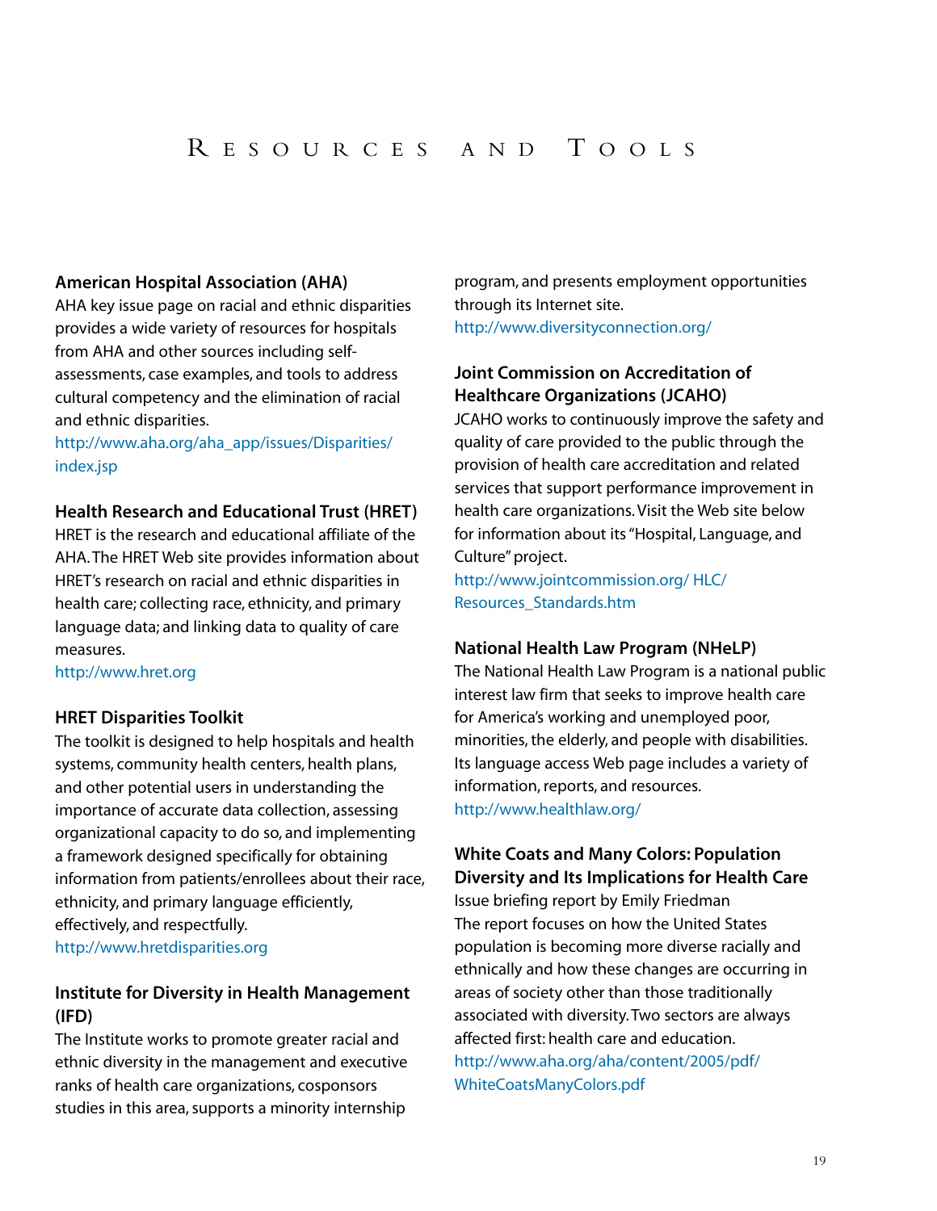# Resources and Tools

**American Hospital Association (AHA)**
AHA key issue page on racial and ethnic disparities provides a wide variety of resources for hospitals from AHA and other sources including self-assessments, case examples, and tools to address cultural competency and the elimination of racial and ethnic disparities.
http://www.aha.org/aha_app/issues/Disparities/index.jsp

**Health Research and Educational Trust (HRET)**
HRET is the research and educational affiliate of the AHA. The HRET Web site provides information about HRET's research on racial and ethnic disparities in health care; collecting race, ethnicity, and primary language data; and linking data to quality of care measures.
http://www.hret.org

**HRET Disparities Toolkit**
The toolkit is designed to help hospitals and health systems, community health centers, health plans, and other potential users in understanding the importance of accurate data collection, assessing organizational capacity to do so, and implementing a framework designed specifically for obtaining information from patients/enrollees about their race, ethnicity, and primary language efficiently, effectively, and respectfully.
http://www.hretdisparities.org

**Institute for Diversity in Health Management (IFD)**
The Institute works to promote greater racial and ethnic diversity in the management and executive ranks of health care organizations, cosponsors studies in this area, supports a minority internship program, and presents employment opportunities through its Internet site.
http://www.diversityconnection.org/

**Joint Commission on Accreditation of Healthcare Organizations (JCAHO)**
JCAHO works to continuously improve the safety and quality of care provided to the public through the provision of health care accreditation and related services that support performance improvement in health care organizations. Visit the Web site below for information about its "Hospital, Language, and Culture" project.
http://www.jointcommission.org/ HLC/Resources_Standards.htm

**National Health Law Program (NHeLP)**
The National Health Law Program is a national public interest law firm that seeks to improve health care for America's working and unemployed poor, minorities, the elderly, and people with disabilities. Its language access Web page includes a variety of information, reports, and resources.
http://www.healthlaw.org/

**White Coats and Many Colors: Population Diversity and Its Implications for Health Care**
Issue briefing report by Emily Friedman
The report focuses on how the United States population is becoming more diverse racially and ethnically and how these changes are occurring in areas of society other than those traditionally associated with diversity. Two sectors are always affected first: health care and education.
http://www.aha.org/aha/content/2005/pdf/WhiteCoatsManyColors.pdf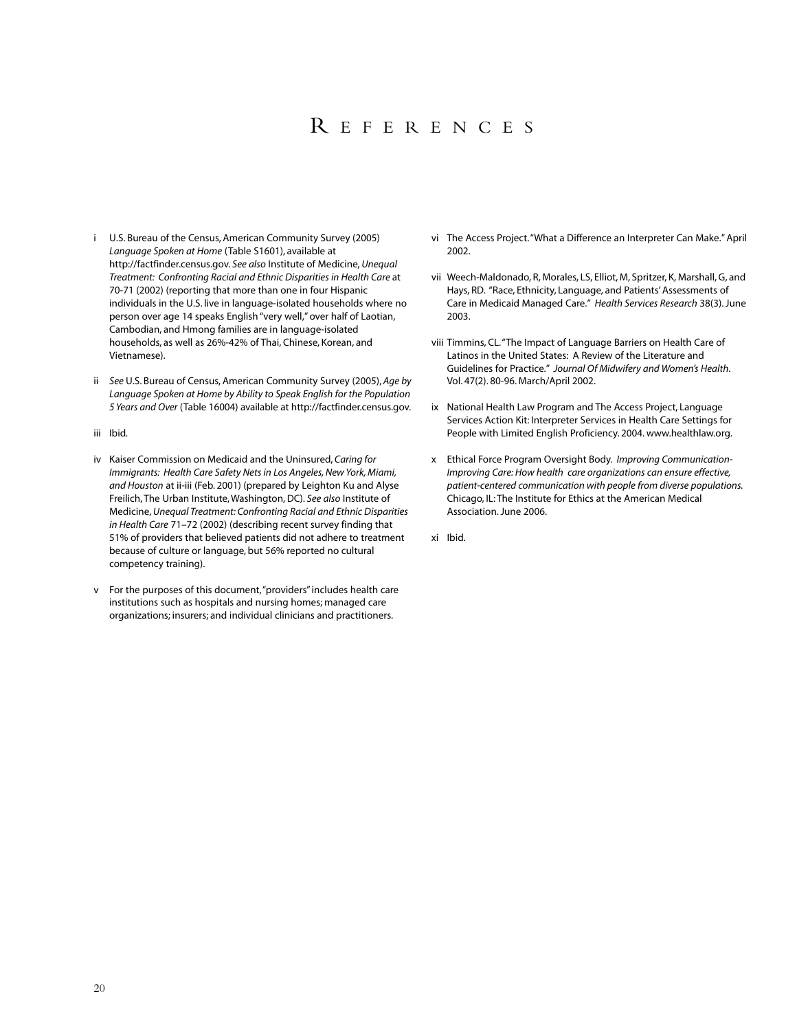# References

i U.S. Bureau of the Census, American Community Survey (2005) *Language Spoken at Home* (Table S1601), available at http://factfinder.census.gov. *See also* Institute of Medicine, *Unequal Treatment: Confronting Racial and Ethnic Disparities in Health Care* at 70-71 (2002) (reporting that more than one in four Hispanic individuals in the U.S. live in language-isolated households where no person over age 14 speaks English "very well," over half of Laotian, Cambodian, and Hmong families are in language-isolated households, as well as 26%-42% of Thai, Chinese, Korean, and Vietnamese).

ii *See* U.S. Bureau of Census, American Community Survey (2005), *Age by Language Spoken at Home by Ability to Speak English for the Population 5 Years and Over* (Table 16004) available at http://factfinder.census.gov.

iii Ibid.

iv Kaiser Commission on Medicaid and the Uninsured, *Caring for Immigrants: Health Care Safety Nets in Los Angeles, New York, Miami, and Houston* at ii-iii (Feb. 2001) (prepared by Leighton Ku and Alyse Freilich, The Urban Institute, Washington, DC). *See also* Institute of Medicine, *Unequal Treatment: Confronting Racial and Ethnic Disparities in Health Care* 71–72 (2002) (describing recent survey finding that 51% of providers that believed patients did not adhere to treatment because of culture or language, but 56% reported no cultural competency training).

v For the purposes of this document, "providers" includes health care institutions such as hospitals and nursing homes; managed care organizations; insurers; and individual clinicians and practitioners.

vi The Access Project. "What a Difference an Interpreter Can Make." April 2002.

vii Weech-Maldonado, R, Morales, LS, Elliot, M, Spritzer, K, Marshall, G, and Hays, RD. "Race, Ethnicity, Language, and Patients' Assessments of Care in Medicaid Managed Care." *Health Services Research* 38(3). June 2003.

viii Timmins, CL. "The Impact of Language Barriers on Health Care of Latinos in the United States: A Review of the Literature and Guidelines for Practice." *Journal Of Midwifery and Women's Health*. Vol. 47(2). 80-96. March/April 2002.

ix National Health Law Program and The Access Project, Language Services Action Kit: Interpreter Services in Health Care Settings for People with Limited English Proficiency. 2004. www.healthlaw.org.

x Ethical Force Program Oversight Body. *Improving Communication-Improving Care: How health care organizations can ensure effective, patient-centered communication with people from diverse populations*. Chicago, IL: The Institute for Ethics at the American Medical Association. June 2006.

xi Ibid.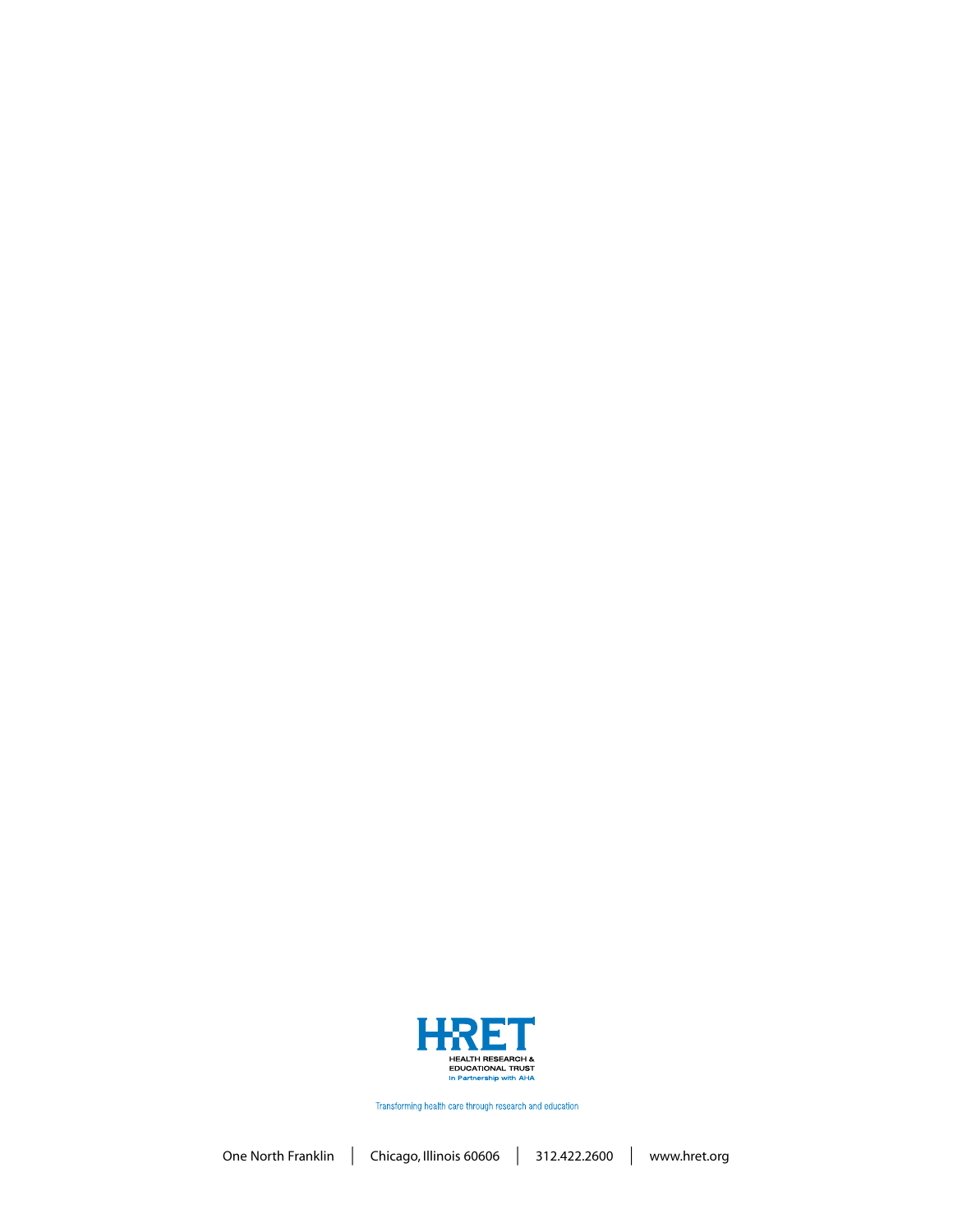HRET

HEALTH RESEARCH & EDUCATIONAL TRUST

in Partnership with AHA

Transforming health care through research and education

One North Franklin | Chicago, Illinois 60606 | 312.422.2600 | www.hret.org